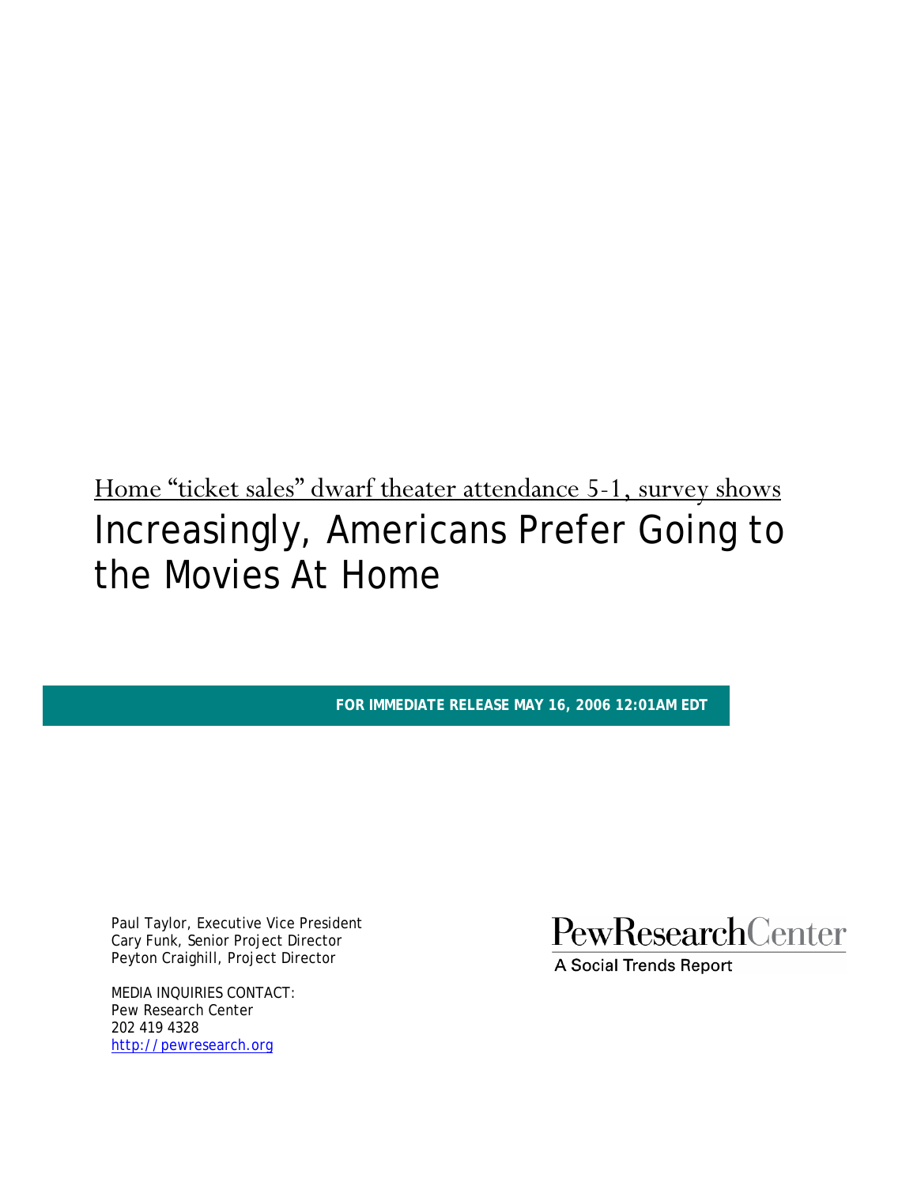Home “ticket sales” dwarf theater attendance 5-1, survey shows

# Increasingly, Americans Prefer Going to the Movies At Home

**FOR IMMEDIATE RELEASE MAY 16, 2006 12:01AM EDT**

Paul Taylor, Executive Vice President
Cary Funk, Senior Project Director
Peyton Craighill, Project Director

MEDIA INQUIRIES CONTACT:
Pew Research Center
202 419 4328
http://pewresearch.org

PewResearchCenter
A Social Trends Report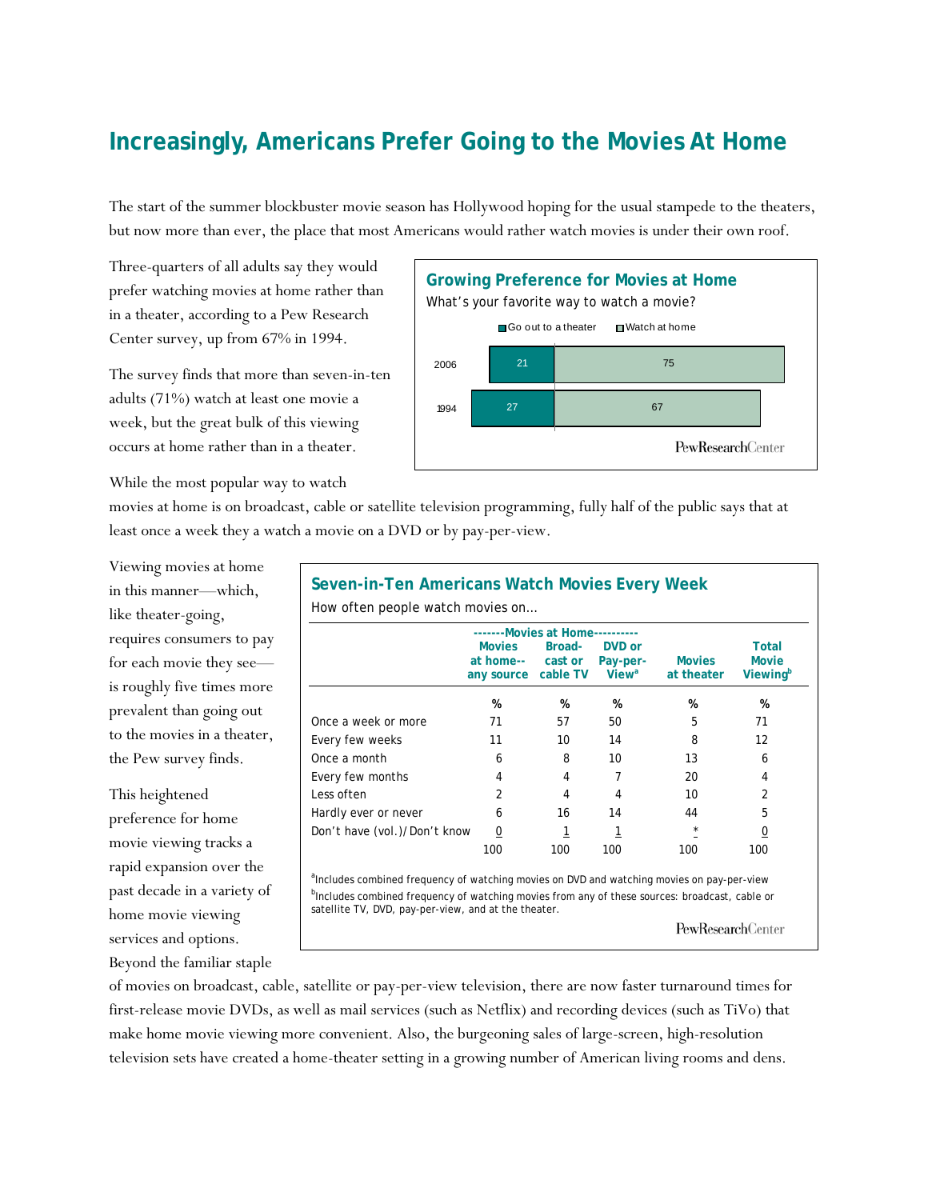# Increasingly, Americans Prefer Going to the Movies At Home

The start of the summer blockbuster movie season has Hollywood hoping for the usual stampede to the theaters, but now more than ever, the place that most Americans would rather watch movies is under their own roof.

Three-quarters of all adults say they would prefer watching movies at home rather than in a theater, according to a Pew Research Center survey, up from 67% in 1994.

The survey finds that more than seven-in-ten adults (71%) watch at least one movie a week, but the great bulk of this viewing occurs at home rather than in a theater.

**Growing Preference for Movies at Home**

What's your favorite way to watch a movie?

| | Go out to a theater | Watch at home |
|---|---|---|
| 2006 | 21 | 75 |
| 1994 | 27 | 67 |

PewResearchCenter

While the most popular way to watch movies at home is on broadcast, cable or satellite television programming, fully half of the public says that at least once a week they a watch a movie on a DVD or by pay-per-view.

Viewing movies at home in this manner—which, like theater-going, requires consumers to pay for each movie they see—is roughly five times more prevalent than going out to the movies in a theater, the Pew survey finds.

**Seven-in-Ten Americans Watch Movies Every Week**

How often people watch movies on…

| | -------Movies at Home--------- | | | | |
|---|---|---|---|---|---|
| | Movies at home-- any source | Broad-cast or cable TV | DVD or Pay-per-View[a] | Movies at theater | Total Movie Viewing[b] |
| | % | % | % | % | % |
| Once a week or more | 71 | 57 | 50 | 5 | 71 |
| Every few weeks | 11 | 10 | 14 | 8 | 12 |
| Once a month | 6 | 8 | 10 | 13 | 6 |
| Every few months | 4 | 4 | 7 | 20 | 4 |
| Less often | 2 | 4 | 4 | 10 | 2 |
| Hardly ever or never | 6 | 16 | 14 | 44 | 5 |
| Don't have (vol.)/ Don't know | 0 | 1 | 1 | * | 0 |
| | 100 | 100 | 100 | 100 | 100 |

[a]Includes combined frequency of watching movies on DVD and watching movies on pay-per-view
[b]Includes combined frequency of watching movies from any of these sources: broadcast, cable or satellite TV, DVD, pay-per-view, and at the theater.

PewResearchCenter

This heightened preference for home movie viewing tracks a rapid expansion over the past decade in a variety of home movie viewing services and options. Beyond the familiar staple of movies on broadcast, cable, satellite or pay-per-view television, there are now faster turnaround times for first-release movie DVDs, as well as mail services (such as Netflix) and recording devices (such as TiVo) that make home movie viewing more convenient. Also, the burgeoning sales of large-screen, high-resolution television sets have created a home-theater setting in a growing number of American living rooms and dens.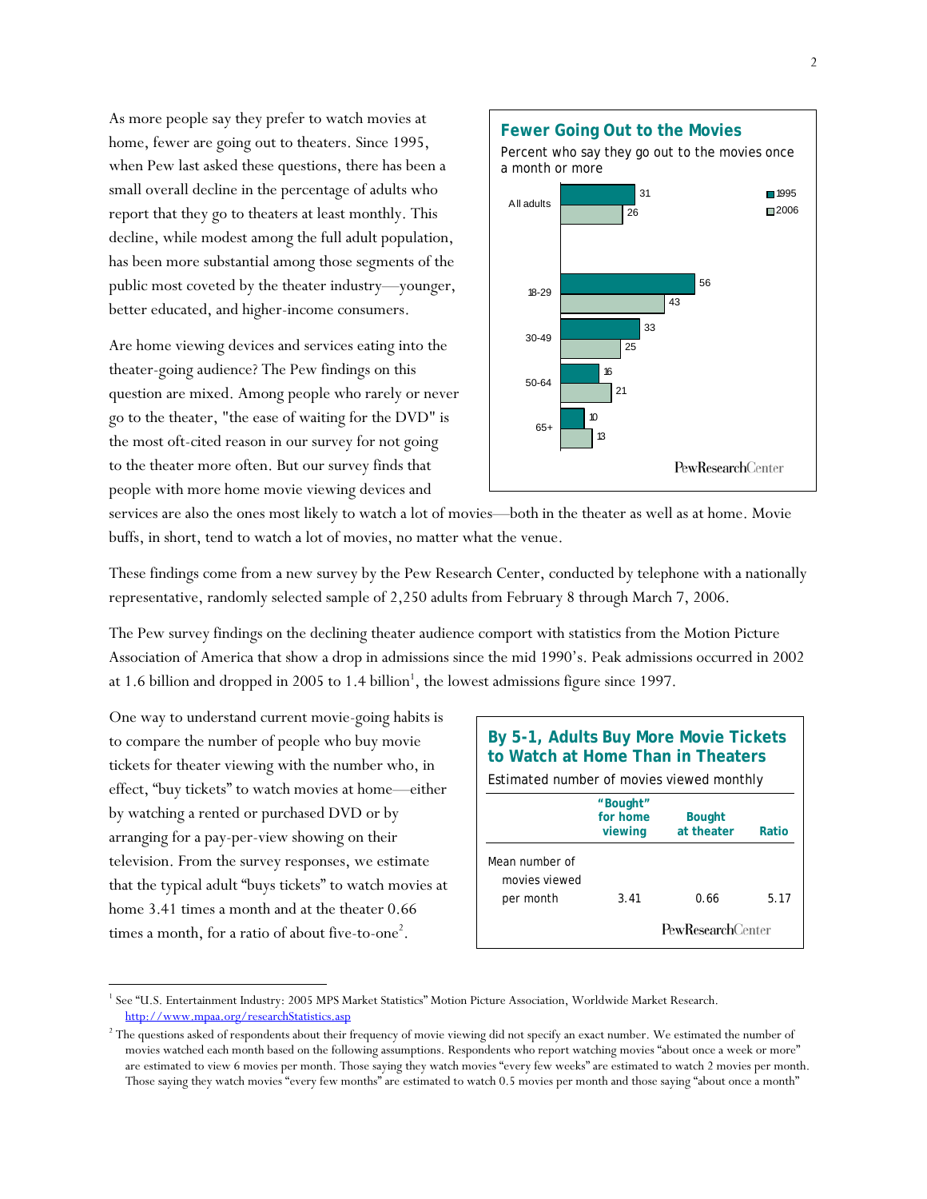As more people say they prefer to watch movies at home, fewer are going out to theaters. Since 1995, when Pew last asked these questions, there has been a small overall decline in the percentage of adults who report that they go to theaters at least monthly. This decline, while modest among the full adult population, has been more substantial among those segments of the public most coveted by the theater industry—younger, better educated, and higher-income consumers.

**Fewer Going Out to the Movies**

Percent who say they go out to the movies once a month or more

| | 1995 | 2006 |
|---|---|---|
| All adults | 31 | 26 |
| 18-29 | 56 | 43 |
| 30-49 | 33 | 25 |
| 50-64 | 16 | 21 |
| 65+ | 10 | 13 |

PewResearchCenter

Are home viewing devices and services eating into the theater-going audience? The Pew findings on this question are mixed. Among people who rarely or never go to the theater, "the ease of waiting for the DVD" is the most oft-cited reason in our survey for not going to the theater more often. But our survey finds that people with more home movie viewing devices and services are also the ones most likely to watch a lot of movies—both in the theater as well as at home. Movie buffs, in short, tend to watch a lot of movies, no matter what the venue.

These findings come from a new survey by the Pew Research Center, conducted by telephone with a nationally representative, randomly selected sample of 2,250 adults from February 8 through March 7, 2006.

The Pew survey findings on the declining theater audience comport with statistics from the Motion Picture Association of America that show a drop in admissions since the mid 1990's. Peak admissions occurred in 2002 at 1.6 billion and dropped in 2005 to 1.4 billion[1], the lowest admissions figure since 1997.

One way to understand current movie-going habits is to compare the number of people who buy movie tickets for theater viewing with the number who, in effect, "buy tickets" to watch movies at home—either by watching a rented or purchased DVD or by arranging for a pay-per-view showing on their television. From the survey responses, we estimate that the typical adult "buys tickets" to watch movies at home 3.41 times a month and at the theater 0.66 times a month, for a ratio of about five-to-one[2].

**By 5-1, Adults Buy More Movie Tickets to Watch at Home Than in Theaters**

Estimated number of movies viewed monthly

| | "Bought" for home viewing | Bought at theater | Ratio |
|---|---|---|---|
| Mean number of movies viewed per month | 3.41 | 0.66 | 5.17 |

PewResearchCenter

---

[1] See "U.S. Entertainment Industry: 2005 MPS Market Statistics" Motion Picture Association, Worldwide Market Research. http://www.mpaa.org/researchStatistics.asp

[2] The questions asked of respondents about their frequency of movie viewing did not specify an exact number. We estimated the number of movies watched each month based on the following assumptions. Respondents who report watching movies "about once a week or more" are estimated to view 6 movies per month. Those saying they watch movies "every few weeks" are estimated to watch 2 movies per month. Those saying they watch movies "every few months" are estimated to watch 0.5 movies per month and those saying "about once a month"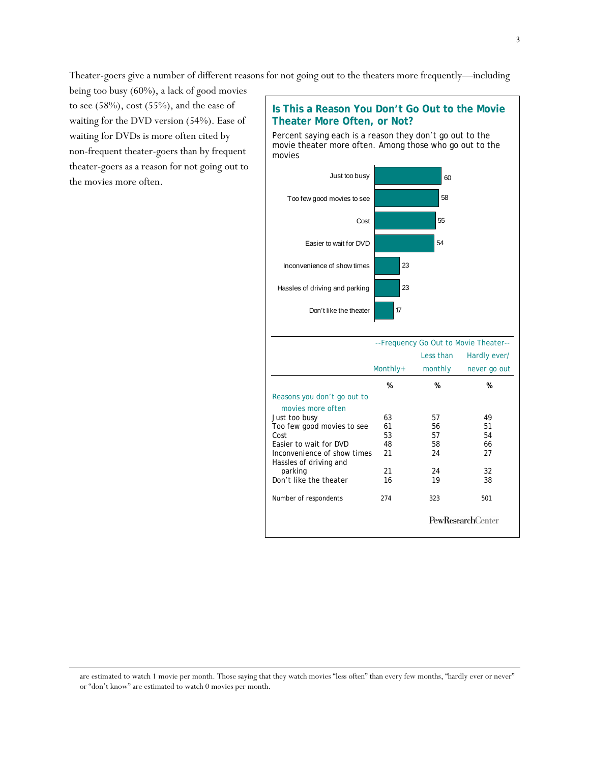Theater-goers give a number of different reasons for not going out to the theaters more frequently—including being too busy (60%), a lack of good movies to see (58%), cost (55%), and the ease of waiting for the DVD version (54%). Ease of waiting for DVDs is more often cited by non-frequent theater-goers than by frequent theater-goers as a reason for not going out to the movies more often.

**Is This a Reason You Don't Go Out to the Movie Theater More Often, or Not?**

Percent saying each is a reason they don't go out to the movie theater more often. Among those who go out to the movies

| Reason | % |
|---|---|
| Just too busy | 60 |
| Too few good movies to see | 58 |
| Cost | 55 |
| Easier to wait for DVD | 54 |
| Inconvenience of show times | 23 |
| Hassles of driving and parking | 23 |
| Don't like the theater | 17 |

| | --Frequency Go Out to Movie Theater-- | | |
|---|---|---|---|
| | Monthly+ | Less than monthly | Hardly ever/ never go out |
| | % | % | % |
| Reasons you don't go out to movies more often | | | |
| Just too busy | 63 | 57 | 49 |
| Too few good movies to see | 61 | 56 | 51 |
| Cost | 53 | 57 | 54 |
| Easier to wait for DVD | 48 | 58 | 66 |
| Inconvenience of show times | 21 | 24 | 27 |
| Hassles of driving and parking | 21 | 24 | 32 |
| Don't like the theater | 16 | 19 | 38 |
| Number of respondents | 274 | 323 | 501 |

PewResearchCenter

are estimated to watch 1 movie per month. Those saying that they watch movies "less often" than every few months, "hardly ever or never" or "don't know" are estimated to watch 0 movies per month.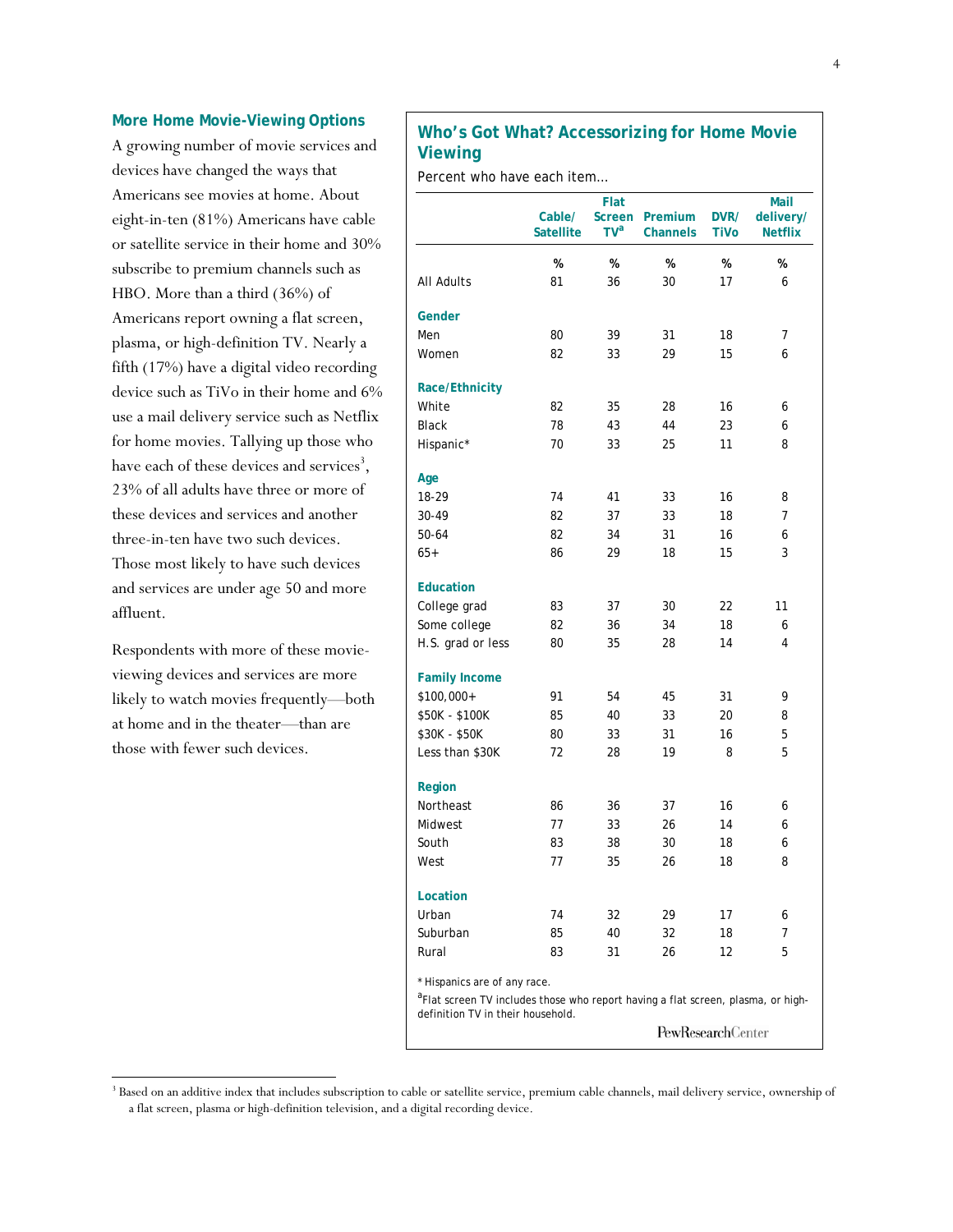## More Home Movie-Viewing Options

A growing number of movie services and devices have changed the ways that Americans see movies at home. About eight-in-ten (81%) Americans have cable or satellite service in their home and 30% subscribe to premium channels such as HBO. More than a third (36%) of Americans report owning a flat screen, plasma, or high-definition TV. Nearly a fifth (17%) have a digital video recording device such as TiVo in their home and 6% use a mail delivery service such as Netflix for home movies. Tallying up those who have each of these devices and services[3], 23% of all adults have three or more of these devices and services and another three-in-ten have two such devices. Those most likely to have such devices and services are under age 50 and more affluent.

Respondents with more of these movie-viewing devices and services are more likely to watch movies frequently—both at home and in the theater—than are those with fewer such devices.

### Who's Got What? Accessorizing for Home Movie Viewing

Percent who have each item…

| | Cable/ Satellite | Flat Screen TV[a] | Premium Channels | DVR/ TiVo | Mail delivery/ Netflix |
|---|---|---|---|---|---|
| | % | % | % | % | % |
| All Adults | 81 | 36 | 30 | 17 | 6 |
| **Gender** | | | | | |
| Men | 80 | 39 | 31 | 18 | 7 |
| Women | 82 | 33 | 29 | 15 | 6 |
| **Race/Ethnicity** | | | | | |
| White | 82 | 35 | 28 | 16 | 6 |
| Black | 78 | 43 | 44 | 23 | 6 |
| Hispanic* | 70 | 33 | 25 | 11 | 8 |
| **Age** | | | | | |
| 18-29 | 74 | 41 | 33 | 16 | 8 |
| 30-49 | 82 | 37 | 33 | 18 | 7 |
| 50-64 | 82 | 34 | 31 | 16 | 6 |
| 65+ | 86 | 29 | 18 | 15 | 3 |
| **Education** | | | | | |
| College grad | 83 | 37 | 30 | 22 | 11 |
| Some college | 82 | 36 | 34 | 18 | 6 |
| H.S. grad or less | 80 | 35 | 28 | 14 | 4 |
| **Family Income** | | | | | |
| $100,000+ | 91 | 54 | 45 | 31 | 9 |
| $50K - $100K | 85 | 40 | 33 | 20 | 8 |
| $30K - $50K | 80 | 33 | 31 | 16 | 5 |
| Less than $30K | 72 | 28 | 19 | 8 | 5 |
| **Region** | | | | | |
| Northeast | 86 | 36 | 37 | 16 | 6 |
| Midwest | 77 | 33 | 26 | 14 | 6 |
| South | 83 | 38 | 30 | 18 | 6 |
| West | 77 | 35 | 26 | 18 | 8 |
| **Location** | | | | | |
| Urban | 74 | 32 | 29 | 17 | 6 |
| Suburban | 85 | 40 | 32 | 18 | 7 |
| Rural | 83 | 31 | 26 | 12 | 5 |

\* Hispanics are of any race.

[a] Flat screen TV includes those who report having a flat screen, plasma, or high-definition TV in their household.

PewResearchCenter

[3] Based on an additive index that includes subscription to cable or satellite service, premium cable channels, mail delivery service, ownership of a flat screen, plasma or high-definition television, and a digital recording device.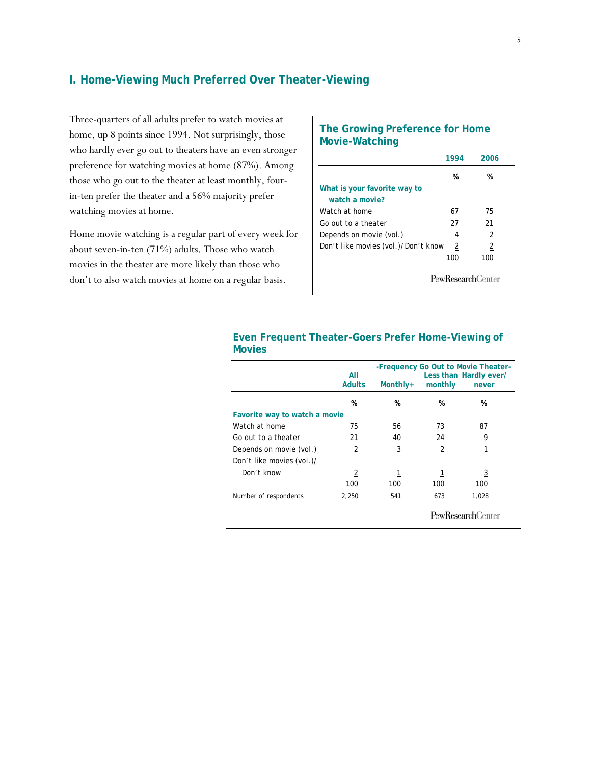## I. Home-Viewing Much Preferred Over Theater-Viewing

Three-quarters of all adults prefer to watch movies at home, up 8 points since 1994. Not surprisingly, those who hardly ever go out to theaters have an even stronger preference for watching movies at home (87%). Among those who go out to the theater at least monthly, four-in-ten prefer the theater and a 56% majority prefer watching movies at home.

Home movie watching is a regular part of every week for about seven-in-ten (71%) adults. Those who watch movies in the theater are more likely than those who don't to also watch movies at home on a regular basis.

**The Growing Preference for Home Movie-Watching**

| | 1994 | 2006 |
|---|---|---|
| | % | % |
| **What is your favorite way to watch a movie?** | | |
| Watch at home | 67 | 75 |
| Go out to a theater | 27 | 21 |
| Depends on movie (vol.) | 4 | 2 |
| Don't like movies (vol.)/ Don't know | 2 | 2 |
| | 100 | 100 |

PewResearchCenter

**Even Frequent Theater-Goers Prefer Home-Viewing of Movies**

| | All Adults | -Frequency Go Out to Movie Theater- | | |
|---|---|---|---|---|
| | | Monthly+ | Less than monthly | Hardly ever/ never |
| | % | % | % | % |
| **Favorite way to watch a movie** | | | | |
| Watch at home | 75 | 56 | 73 | 87 |
| Go out to a theater | 21 | 40 | 24 | 9 |
| Depends on movie (vol.) | 2 | 3 | 2 | 1 |
| Don't like movies (vol.)/ Don't know | 2 | 1 | 1 | 3 |
| | 100 | 100 | 100 | 100 |
| Number of respondents | 2,250 | 541 | 673 | 1,028 |

PewResearchCenter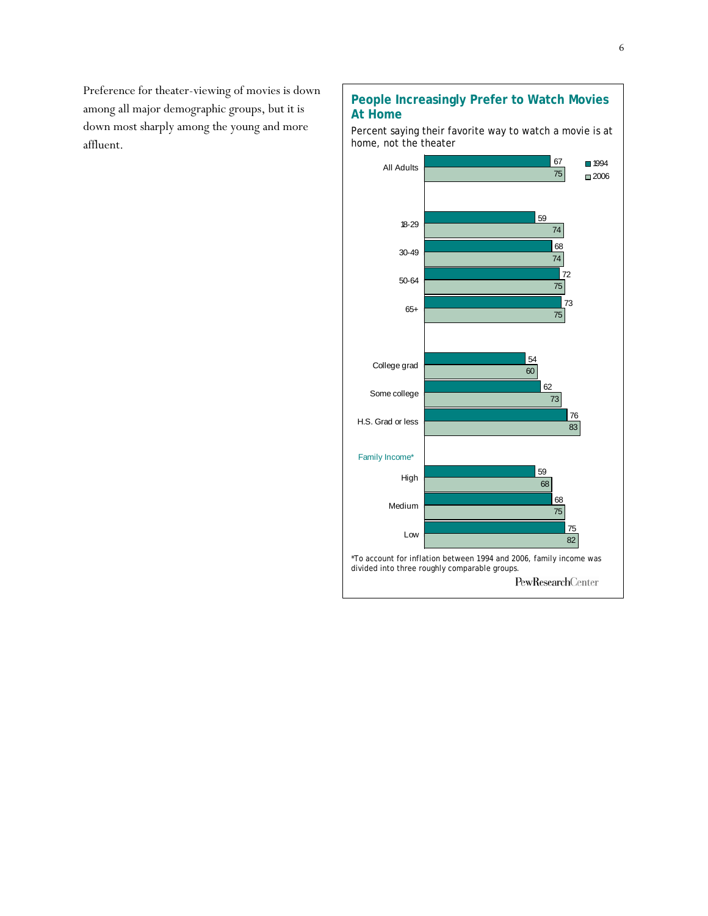Preference for theater-viewing of movies is down among all major demographic groups, but it is down most sharply among the young and more affluent.

### People Increasingly Prefer to Watch Movies At Home

Percent saying their favorite way to watch a movie is at home, not the theater

| | 1994 | 2006 |
|---|---|---|
| All Adults | 67 | 75 |
| 18-29 | 59 | 74 |
| 30-49 | 68 | 74 |
| 50-64 | 72 | 75 |
| 65+ | 73 | 75 |
| College grad | 54 | 60 |
| Some college | 62 | 73 |
| H.S. Grad or less | 76 | 83 |
| *Family Income** | | |
| High | 59 | 68 |
| Medium | 68 | 75 |
| Low | 75 | 82 |

*To account for inflation between 1994 and 2006, family income was divided into three roughly comparable groups.

PewResearchCenter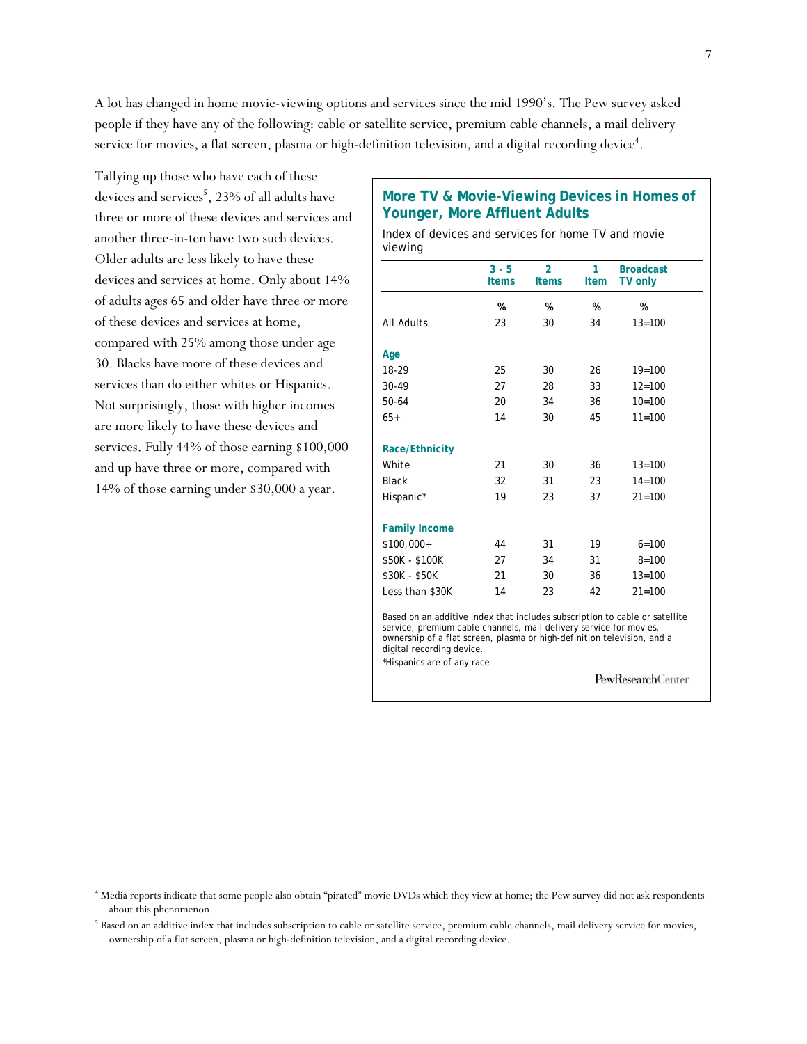A lot has changed in home movie-viewing options and services since the mid 1990's. The Pew survey asked people if they have any of the following: cable or satellite service, premium cable channels, a mail delivery service for movies, a flat screen, plasma or high-definition television, and a digital recording device[4].

Tallying up those who have each of these devices and services[5], 23% of all adults have three or more of these devices and services and another three-in-ten have two such devices. Older adults are less likely to have these devices and services at home. Only about 14% of adults ages 65 and older have three or more of these devices and services at home, compared with 25% among those under age 30. Blacks have more of these devices and services than do either whites or Hispanics. Not surprisingly, those with higher incomes are more likely to have these devices and services. Fully 44% of those earning $100,000 and up have three or more, compared with 14% of those earning under $30,000 a year.

### More TV & Movie-Viewing Devices in Homes of Younger, More Affluent Adults

Index of devices and services for home TV and movie viewing

| | 3 - 5 Items | 2 Items | 1 Item | Broadcast TV only |
|---|---|---|---|---|
| | % | % | % | % |
| All Adults | 23 | 30 | 34 | 13=100 |
| **Age** | | | | |
| 18-29 | 25 | 30 | 26 | 19=100 |
| 30-49 | 27 | 28 | 33 | 12=100 |
| 50-64 | 20 | 34 | 36 | 10=100 |
| 65+ | 14 | 30 | 45 | 11=100 |
| **Race/Ethnicity** | | | | |
| White | 21 | 30 | 36 | 13=100 |
| Black | 32 | 31 | 23 | 14=100 |
| Hispanic* | 19 | 23 | 37 | 21=100 |
| **Family Income** | | | | |
| $100,000+ | 44 | 31 | 19 | 6=100 |
| $50K - $100K | 27 | 34 | 31 | 8=100 |
| $30K - $50K | 21 | 30 | 36 | 13=100 |
| Less than $30K | 14 | 23 | 42 | 21=100 |

Based on an additive index that includes subscription to cable or satellite service, premium cable channels, mail delivery service for movies, ownership of a flat screen, plasma or high-definition television, and a digital recording device.

*Hispanics are of any race

PewResearchCenter

---

[4] Media reports indicate that some people also obtain "pirated" movie DVDs which they view at home; the Pew survey did not ask respondents about this phenomenon.

[5] Based on an additive index that includes subscription to cable or satellite service, premium cable channels, mail delivery service for movies, ownership of a flat screen, plasma or high-definition television, and a digital recording device.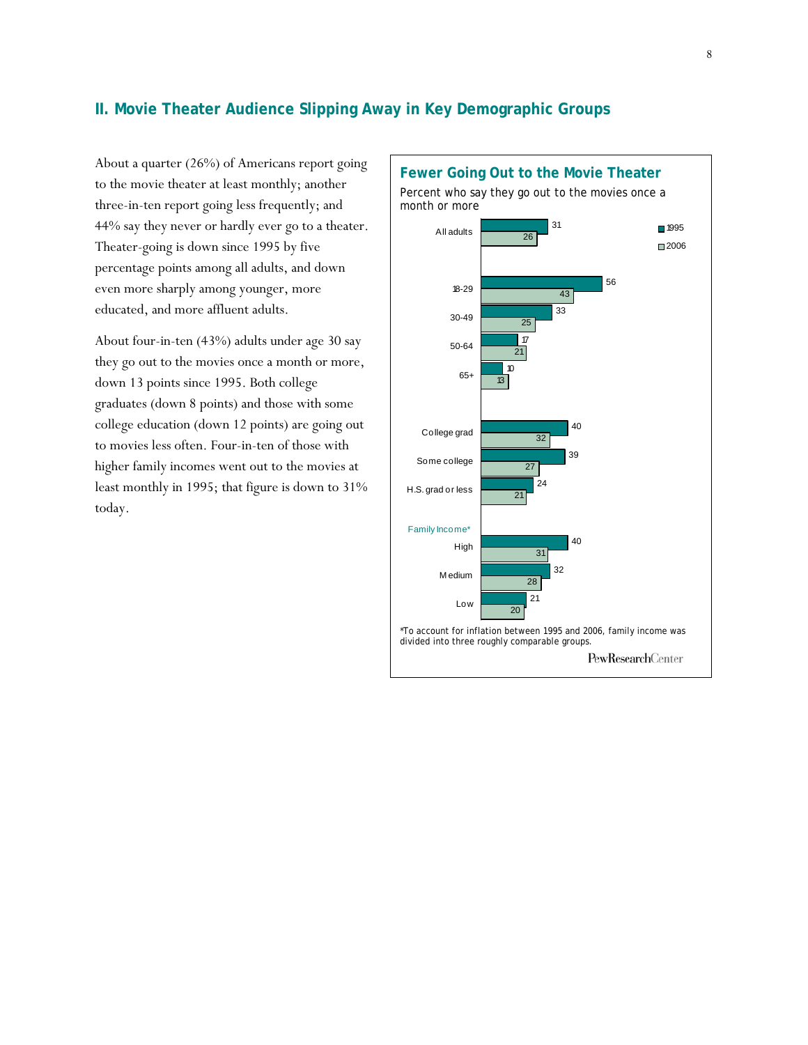## II. Movie Theater Audience Slipping Away in Key Demographic Groups

About a quarter (26%) of Americans report going to the movie theater at least monthly; another three-in-ten report going less frequently; and 44% say they never or hardly ever go to a theater. Theater-going is down since 1995 by five percentage points among all adults, and down even more sharply among younger, more educated, and more affluent adults.

About four-in-ten (43%) adults under age 30 say they go out to the movies once a month or more, down 13 points since 1995. Both college graduates (down 8 points) and those with some college education (down 12 points) are going out to movies less often. Four-in-ten of those with higher family incomes went out to the movies at least monthly in 1995; that figure is down to 31% today.

### Fewer Going Out to the Movie Theater

Percent who say they go out to the movies once a month or more

| | 1995 | 2006 |
|---|---|---|
| All adults | 31 | 26 |
| 18-29 | 56 | 43 |
| 30-49 | 33 | 25 |
| 50-64 | 17 | 21 |
| 65+ | 10 | 13 |
| College grad | 40 | 32 |
| Some college | 39 | 27 |
| H.S. grad or less | 24 | 21 |
| *Family Income** | | |
| High | 40 | 31 |
| Medium | 32 | 28 |
| Low | 21 | 20 |

*To account for inflation between 1995 and 2006, family income was divided into three roughly comparable groups.

PewResearchCenter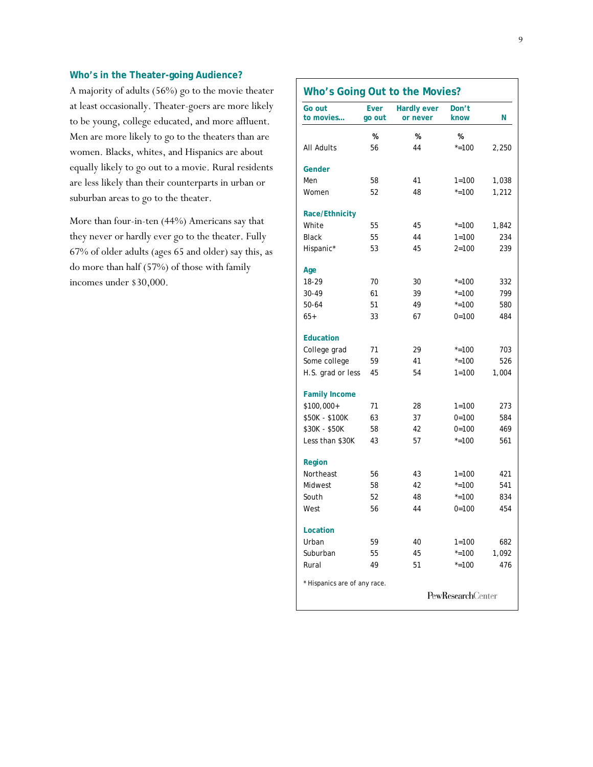### Who's in the Theater-going Audience?

A majority of adults (56%) go to the movie theater at least occasionally. Theater-goers are more likely to be young, college educated, and more affluent. Men are more likely to go to the theaters than are women. Blacks, whites, and Hispanics are about equally likely to go out to a movie. Rural residents are less likely than their counterparts in urban or suburban areas to go to the theater.

More than four-in-ten (44%) Americans say that they never or hardly ever go to the theater. Fully 67% of older adults (ages 65 and older) say this, as do more than half (57%) of those with family incomes under $30,000.

### Who's Going Out to the Movies?

| Go out to movies… | Ever go out | Hardly ever or never | Don't know | N |
|---|---|---|---|---|
| | % | % | % | |
| All Adults | 56 | 44 | *=100 | 2,250 |
| **Gender** | | | | |
| Men | 58 | 41 | 1=100 | 1,038 |
| Women | 52 | 48 | *=100 | 1,212 |
| **Race/Ethnicity** | | | | |
| White | 55 | 45 | *=100 | 1,842 |
| Black | 55 | 44 | 1=100 | 234 |
| Hispanic* | 53 | 45 | 2=100 | 239 |
| **Age** | | | | |
| 18-29 | 70 | 30 | *=100 | 332 |
| 30-49 | 61 | 39 | *=100 | 799 |
| 50-64 | 51 | 49 | *=100 | 580 |
| 65+ | 33 | 67 | 0=100 | 484 |
| **Education** | | | | |
| College grad | 71 | 29 | *=100 | 703 |
| Some college | 59 | 41 | *=100 | 526 |
| H.S. grad or less | 45 | 54 | 1=100 | 1,004 |
| **Family Income** | | | | |
| $100,000+ | 71 | 28 | 1=100 | 273 |
| $50K - $100K | 63 | 37 | 0=100 | 584 |
| $30K - $50K | 58 | 42 | 0=100 | 469 |
| Less than $30K | 43 | 57 | *=100 | 561 |
| **Region** | | | | |
| Northeast | 56 | 43 | 1=100 | 421 |
| Midwest | 58 | 42 | *=100 | 541 |
| South | 52 | 48 | *=100 | 834 |
| West | 56 | 44 | 0=100 | 454 |
| **Location** | | | | |
| Urban | 59 | 40 | 1=100 | 682 |
| Suburban | 55 | 45 | *=100 | 1,092 |
| Rural | 49 | 51 | *=100 | 476 |

* Hispanics are of any race.

PewResearchCenter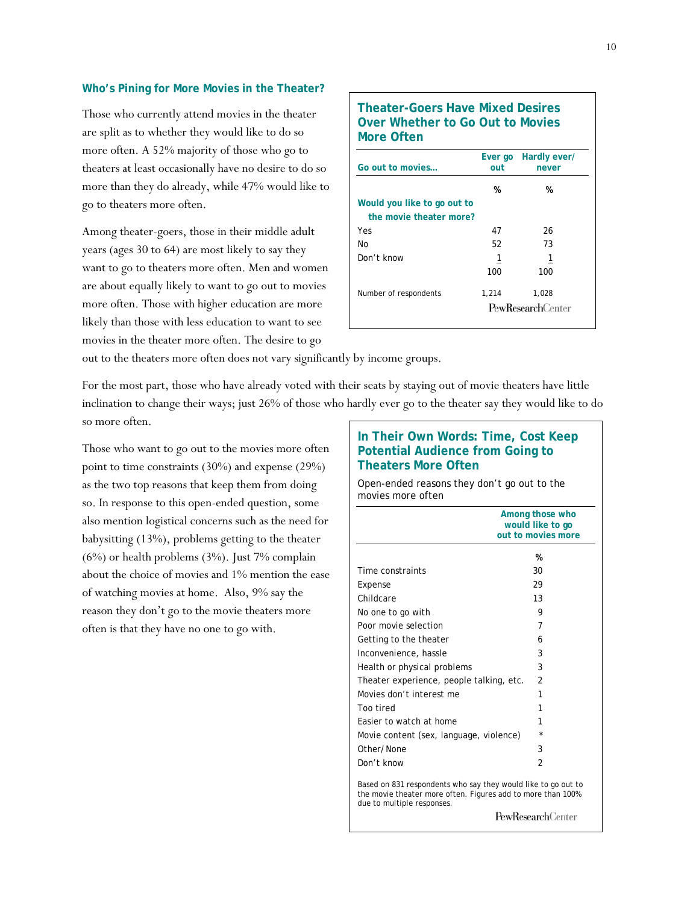## Who's Pining for More Movies in the Theater?

Those who currently attend movies in the theater are split as to whether they would like to do so more often. A 52% majority of those who go to theaters at least occasionally have no desire to do so more than they do already, while 47% would like to go to theaters more often.

Among theater-goers, those in their middle adult years (ages 30 to 64) are most likely to say they want to go to theaters more often. Men and women are about equally likely to want to go out to movies more often. Those with higher education are more likely than those with less education to want to see movies in the theater more often. The desire to go out to the theaters more often does not vary significantly by income groups.

### Theater-Goers Have Mixed Desires Over Whether to Go Out to Movies More Often

| Go out to movies… | Ever go out | Hardly ever/ never |
|---|---|---|
| | % | % |
| **Would you like to go out to the movie theater more?** | | |
| Yes | 47 | 26 |
| No | 52 | 73 |
| Don't know | 1 | 1 |
| | 100 | 100 |
| Number of respondents | 1,214 | 1,028 |

PewResearchCenter

For the most part, those who have already voted with their seats by staying out of movie theaters have little inclination to change their ways; just 26% of those who hardly ever go to the theater say they would like to do so more often.

Those who want to go out to the movies more often point to time constraints (30%) and expense (29%) as the two top reasons that keep them from doing so. In response to this open-ended question, some also mention logistical concerns such as the need for babysitting (13%), problems getting to the theater (6%) or health problems (3%). Just 7% complain about the choice of movies and 1% mention the ease of watching movies at home. Also, 9% say the reason they don't go to the movie theaters more often is that they have no one to go with.

### In Their Own Words: Time, Cost Keep Potential Audience from Going to Theaters More Often

Open-ended reasons they don't go out to the movies more often

| | Among those who would like to go out to movies more |
|---|---|
| | % |
| Time constraints | 30 |
| Expense | 29 |
| Childcare | 13 |
| No one to go with | 9 |
| Poor movie selection | 7 |
| Getting to the theater | 6 |
| Inconvenience, hassle | 3 |
| Health or physical problems | 3 |
| Theater experience, people talking, etc. | 2 |
| Movies don't interest me | 1 |
| Too tired | 1 |
| Easier to watch at home | 1 |
| Movie content (sex, language, violence) | * |
| Other/None | 3 |
| Don't know | 2 |

Based on 831 respondents who say they would like to go out to the movie theater more often. Figures add to more than 100% due to multiple responses.

PewResearchCenter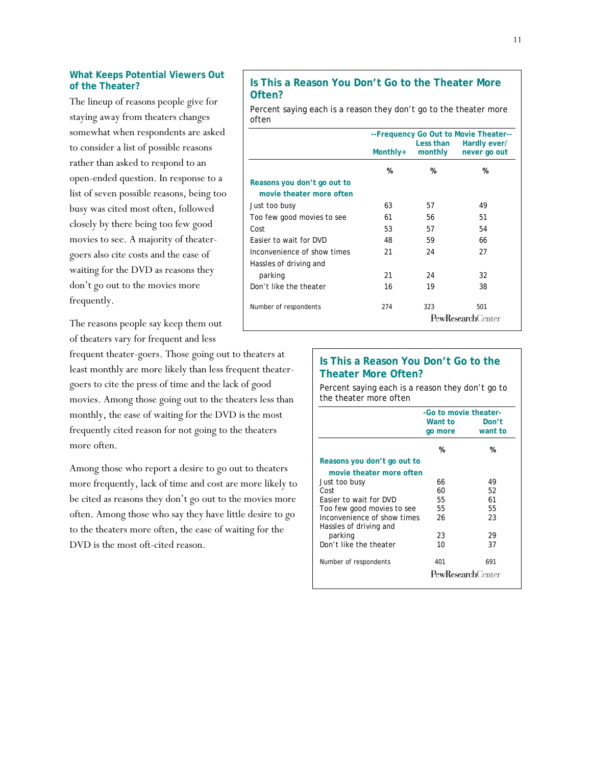## What Keeps Potential Viewers Out of the Theater?

The lineup of reasons people give for staying away from theaters changes somewhat when respondents are asked to consider a list of possible reasons rather than asked to respond to an open-ended question. In response to a list of seven possible reasons, being too busy was cited most often, followed closely by there being too few good movies to see. A majority of theater-goers also cite costs and the ease of waiting for the DVD as reasons they don't go out to the movies more frequently.

The reasons people say keep them out of theaters vary for frequent and less frequent theater-goers. Those going out to theaters at least monthly are more likely than less frequent theater-goers to cite the press of time and the lack of good movies. Among those going out to the theaters less than monthly, the ease of waiting for the DVD is the most frequently cited reason for not going to the theaters more often.

Among those who report a desire to go out to theaters more frequently, lack of time and cost are more likely to be cited as reasons they don't go out to the movies more often. Among those who say they have little desire to go to the theaters more often, the ease of waiting for the DVD is the most oft-cited reason.

### Is This a Reason You Don't Go to the Theater More Often?

Percent saying each is a reason they don't go to the theater more often

| | --Frequency Go Out to Movie Theater-- | | |
|---|---|---|---|
| | Monthly+ | Less than monthly | Hardly ever/ never go out |
| | % | % | % |
| **Reasons you don't go out to movie theater more often** | | | |
| Just too busy | 63 | 57 | 49 |
| Too few good movies to see | 61 | 56 | 51 |
| Cost | 53 | 57 | 54 |
| Easier to wait for DVD | 48 | 59 | 66 |
| Inconvenience of show times | 21 | 24 | 27 |
| Hassles of driving and parking | 21 | 24 | 32 |
| Don't like the theater | 16 | 19 | 38 |
| Number of respondents | 274 | 323 | 501 |

PewResearchCenter

### Is This a Reason You Don't Go to the Theater More Often?

Percent saying each is a reason they don't go to the theater more often

| | -Go to movie theater- | |
|---|---|---|
| | Want to go more | Don't want to |
| | % | % |
| **Reasons you don't go out to movie theater more often** | | |
| Just too busy | 66 | 49 |
| Cost | 60 | 52 |
| Easier to wait for DVD | 55 | 61 |
| Too few good movies to see | 55 | 55 |
| Inconvenience of show times | 26 | 23 |
| Hassles of driving and parking | 23 | 29 |
| Don't like the theater | 10 | 37 |
| Number of respondents | 401 | 691 |

PewResearchCenter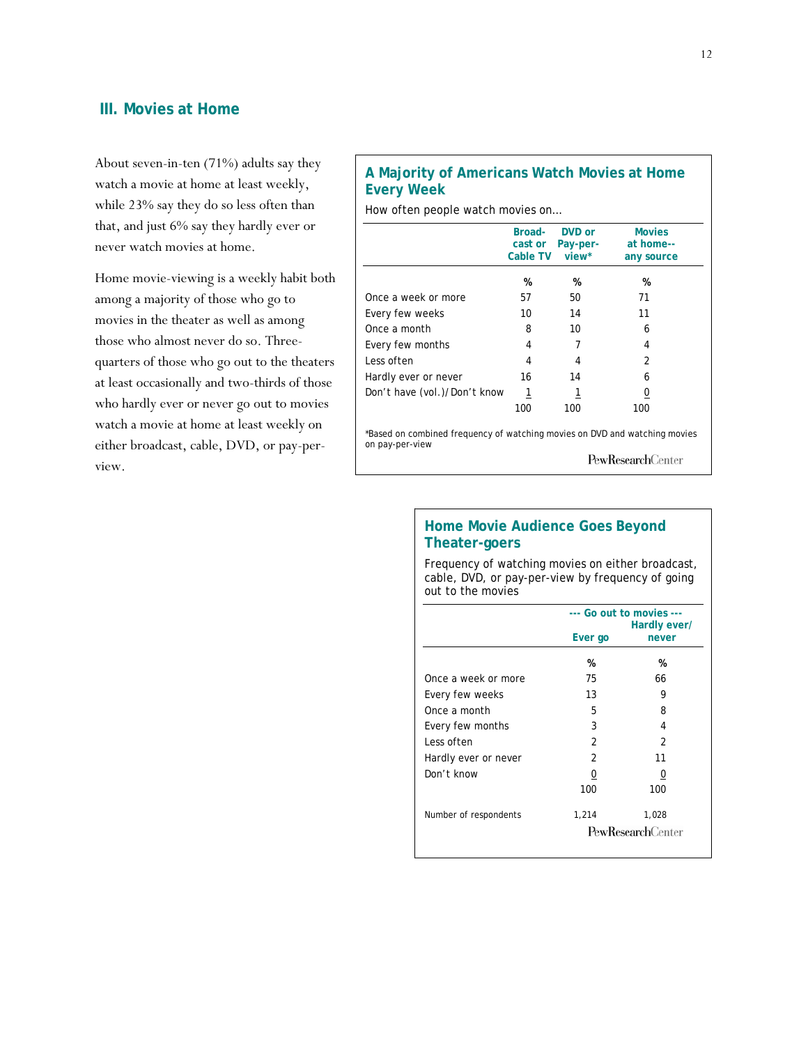## III. Movies at Home

About seven-in-ten (71%) adults say they watch a movie at home at least weekly, while 23% say they do so less often than that, and just 6% say they hardly ever or never watch movies at home.

Home movie-viewing is a weekly habit both among a majority of those who go to movies in the theater as well as among those who almost never do so. Three-quarters of those who go out to the theaters at least occasionally and two-thirds of those who hardly ever or never go out to movies watch a movie at home at least weekly on either broadcast, cable, DVD, or pay-per-view.

**A Majority of Americans Watch Movies at Home Every Week**

How often people watch movies on...

| | Broad-cast or Cable TV | DVD or Pay-per-view* | Movies at home-- any source |
|---|---|---|---|
| | % | % | % |
| Once a week or more | 57 | 50 | 71 |
| Every few weeks | 10 | 14 | 11 |
| Once a month | 8 | 10 | 6 |
| Every few months | 4 | 7 | 4 |
| Less often | 4 | 4 | 2 |
| Hardly ever or never | 16 | 14 | 6 |
| Don't have (vol.)/Don't know | 1 | 1 | 0 |
| | 100 | 100 | 100 |

*Based on combined frequency of watching movies on DVD and watching movies on pay-per-view

PewResearchCenter

**Home Movie Audience Goes Beyond Theater-goers**

Frequency of watching movies on either broadcast, cable, DVD, or pay-per-view by frequency of going out to the movies

| | --- Go out to movies --- | |
|---|---|---|
| | Ever go | Hardly ever/ never |
| | % | % |
| Once a week or more | 75 | 66 |
| Every few weeks | 13 | 9 |
| Once a month | 5 | 8 |
| Every few months | 3 | 4 |
| Less often | 2 | 2 |
| Hardly ever or never | 2 | 11 |
| Don't know | 0 | 0 |
| | 100 | 100 |
| Number of respondents | 1,214 | 1,028 |

PewResearchCenter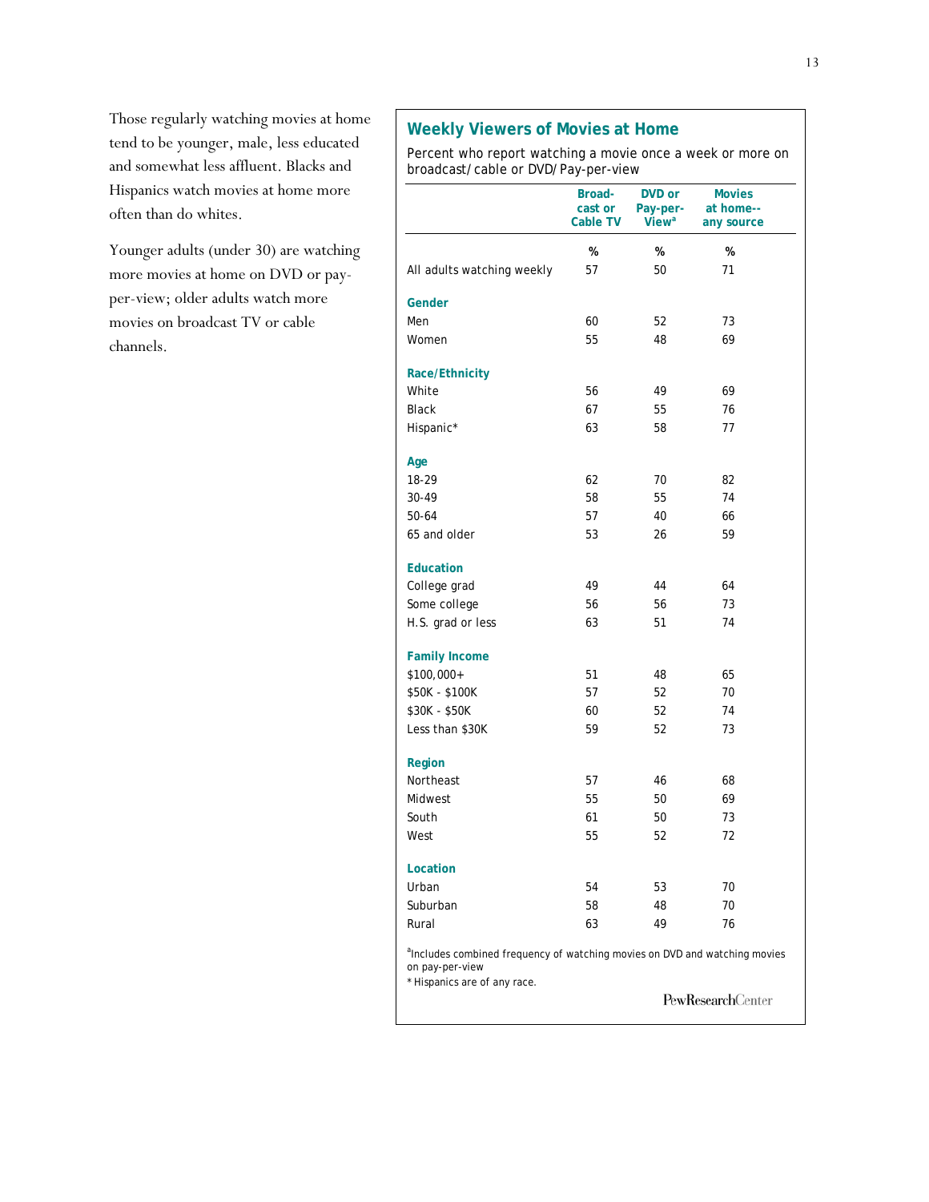Those regularly watching movies at home tend to be younger, male, less educated and somewhat less affluent. Blacks and Hispanics watch movies at home more often than do whites.

Younger adults (under 30) are watching more movies at home on DVD or pay-per-view; older adults watch more movies on broadcast TV or cable channels.

### Weekly Viewers of Movies at Home

Percent who report watching a movie once a week or more on broadcast/cable or DVD/Pay-per-view

| | Broad-cast or Cable TV | DVD or Pay-per-View[a] | Movies at home-- any source |
|---|---|---|---|
| | % | % | % |
| All adults watching weekly | 57 | 50 | 71 |
| **Gender** | | | |
| Men | 60 | 52 | 73 |
| Women | 55 | 48 | 69 |
| **Race/Ethnicity** | | | |
| White | 56 | 49 | 69 |
| Black | 67 | 55 | 76 |
| Hispanic* | 63 | 58 | 77 |
| **Age** | | | |
| 18-29 | 62 | 70 | 82 |
| 30-49 | 58 | 55 | 74 |
| 50-64 | 57 | 40 | 66 |
| 65 and older | 53 | 26 | 59 |
| **Education** | | | |
| College grad | 49 | 44 | 64 |
| Some college | 56 | 56 | 73 |
| H.S. grad or less | 63 | 51 | 74 |
| **Family Income** | | | |
| $100,000+ | 51 | 48 | 65 |
| $50K - $100K | 57 | 52 | 70 |
| $30K - $50K | 60 | 52 | 74 |
| Less than $30K | 59 | 52 | 73 |
| **Region** | | | |
| Northeast | 57 | 46 | 68 |
| Midwest | 55 | 50 | 69 |
| South | 61 | 50 | 73 |
| West | 55 | 52 | 72 |
| **Location** | | | |
| Urban | 54 | 53 | 70 |
| Suburban | 58 | 48 | 70 |
| Rural | 63 | 49 | 76 |

[a]Includes combined frequency of watching movies on DVD and watching movies on pay-per-view

* Hispanics are of any race.

PewResearchCenter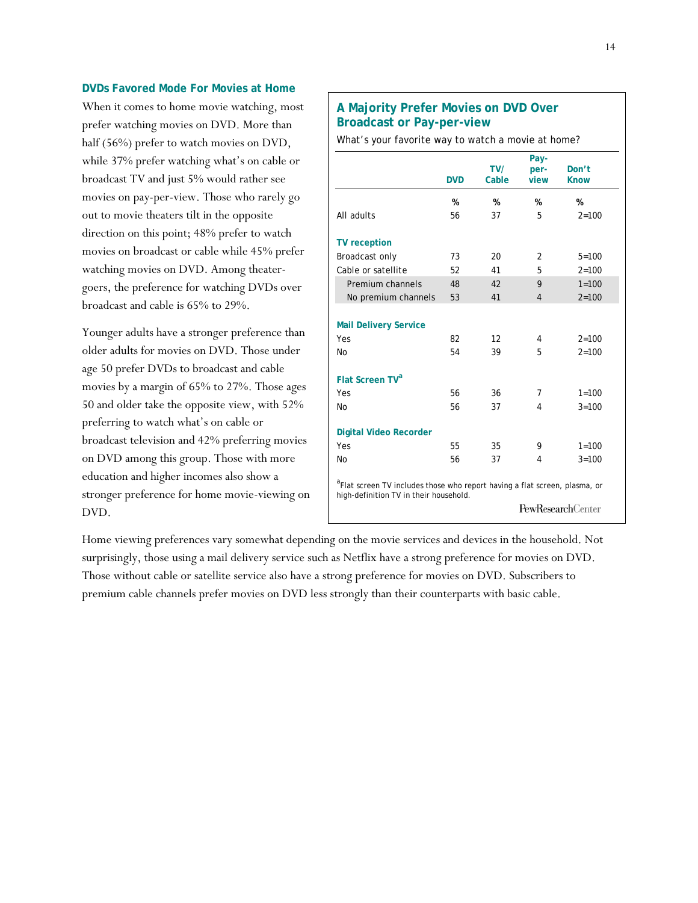## DVDs Favored Mode For Movies at Home

When it comes to home movie watching, most prefer watching movies on DVD. More than half (56%) prefer to watch movies on DVD, while 37% prefer watching what's on cable or broadcast TV and just 5% would rather see movies on pay-per-view. Those who rarely go out to movie theaters tilt in the opposite direction on this point; 48% prefer to watch movies on broadcast or cable while 45% prefer watching movies on DVD. Among theater-goers, the preference for watching DVDs over broadcast and cable is 65% to 29%.

Younger adults have a stronger preference than older adults for movies on DVD. Those under age 50 prefer DVDs to broadcast and cable movies by a margin of 65% to 27%. Those ages 50 and older take the opposite view, with 52% preferring to watch what's on cable or broadcast television and 42% preferring movies on DVD among this group. Those with more education and higher incomes also show a stronger preference for home movie-viewing on DVD.

### A Majority Prefer Movies on DVD Over Broadcast or Pay-per-view

What's your favorite way to watch a movie at home?

| | DVD | TV/ Cable | Pay-per-view | Don't Know |
|---|---|---|---|---|
| | % | % | % | % |
| All adults | 56 | 37 | 5 | 2=100 |
| **TV reception** | | | | |
| Broadcast only | 73 | 20 | 2 | 5=100 |
| Cable or satellite | 52 | 41 | 5 | 2=100 |
| Premium channels | 48 | 42 | 9 | 1=100 |
| No premium channels | 53 | 41 | 4 | 2=100 |
| **Mail Delivery Service** | | | | |
| Yes | 82 | 12 | 4 | 2=100 |
| No | 54 | 39 | 5 | 2=100 |
| **Flat Screen TV**[a] | | | | |
| Yes | 56 | 36 | 7 | 1=100 |
| No | 56 | 37 | 4 | 3=100 |
| **Digital Video Recorder** | | | | |
| Yes | 55 | 35 | 9 | 1=100 |
| No | 56 | 37 | 4 | 3=100 |

[a]Flat screen TV includes those who report having a flat screen, plasma, or high-definition TV in their household.

PewResearchCenter

Home viewing preferences vary somewhat depending on the movie services and devices in the household. Not surprisingly, those using a mail delivery service such as Netflix have a strong preference for movies on DVD. Those without cable or satellite service also have a strong preference for movies on DVD. Subscribers to premium cable channels prefer movies on DVD less strongly than their counterparts with basic cable.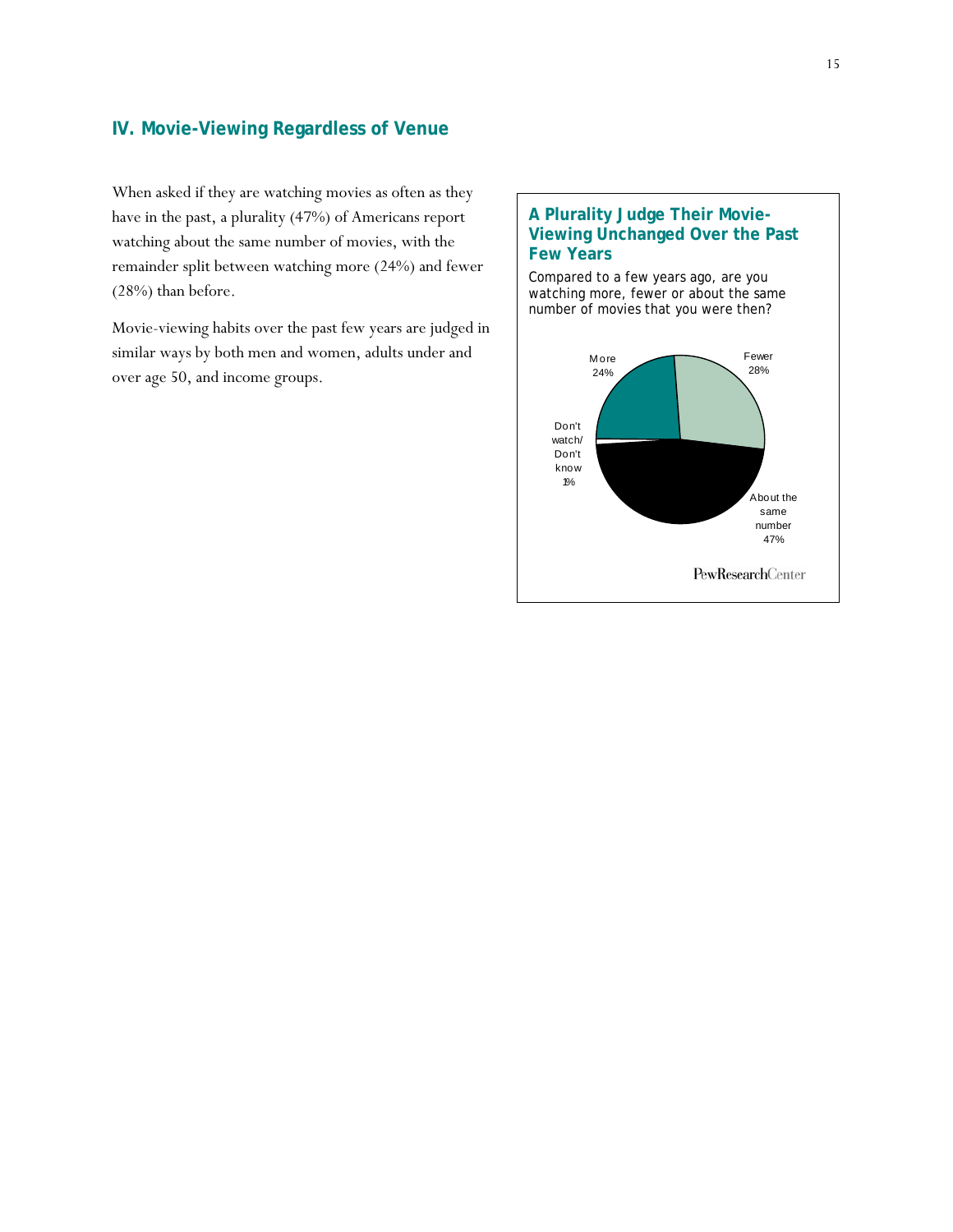## IV. Movie-Viewing Regardless of Venue

When asked if they are watching movies as often as they have in the past, a plurality (47%) of Americans report watching about the same number of movies, with the remainder split between watching more (24%) and fewer (28%) than before.

Movie-viewing habits over the past few years are judged in similar ways by both men and women, adults under and over age 50, and income groups.

**A Plurality Judge Their Movie-Viewing Unchanged Over the Past Few Years**

Compared to a few years ago, are you watching more, fewer or about the same number of movies that you were then?

| Response | % |
|---|---|
| More | 24% |
| Fewer | 28% |
| About the same number | 47% |
| Don't watch/ Don't know | 1% |

PewResearchCenter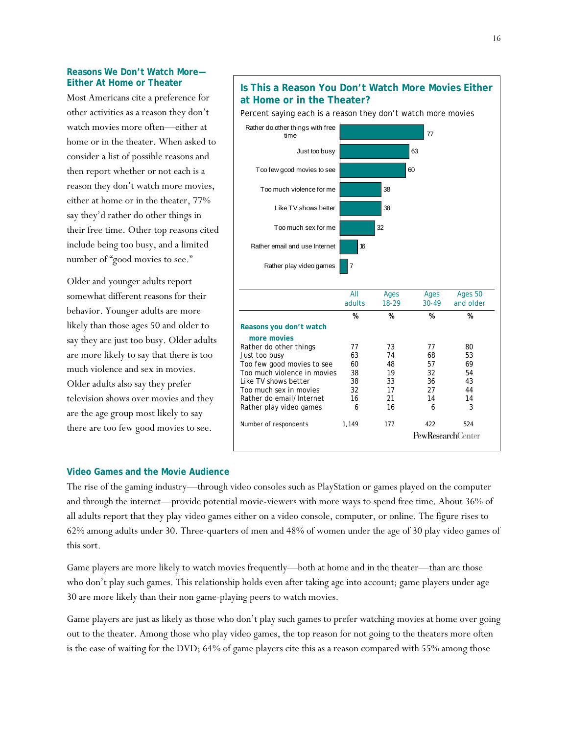### Reasons We Don't Watch More—Either At Home or Theater

Most Americans cite a preference for other activities as a reason they don't watch movies more often—either at home or in the theater. When asked to consider a list of possible reasons and then report whether or not each is a reason they don't watch more movies, either at home or in the theater, 77% say they'd rather do other things in their free time. Other top reasons cited include being too busy, and a limited number of "good movies to see."

Older and younger adults report somewhat different reasons for their behavior. Younger adults are more likely than those ages 50 and older to say they are just too busy. Older adults are more likely to say that there is too much violence and sex in movies. Older adults also say they prefer television shows over movies and they are the age group most likely to say there are too few good movies to see.

**Is This a Reason You Don't Watch More Movies Either at Home or in the Theater?**

Percent saying each is a reason they don't watch more movies

| | % |
|---|---|
| Rather do other things with free time | 77 |
| Just too busy | 63 |
| Too few good movies to see | 60 |
| Too much violence for me | 38 |
| Like TV shows better | 38 |
| Too much sex for me | 32 |
| Rather email and use Internet | 16 |
| Rather play video games | 7 |

| | All adults | Ages 18-29 | Ages 30-49 | Ages 50 and older |
|---|---|---|---|---|
| | % | % | % | % |
| **Reasons you don't watch more movies** | | | | |
| Rather do other things | 77 | 73 | 77 | 80 |
| Just too busy | 63 | 74 | 68 | 53 |
| Too few good movies to see | 60 | 48 | 57 | 69 |
| Too much violence in movies | 38 | 19 | 32 | 54 |
| Like TV shows better | 38 | 33 | 36 | 43 |
| Too much sex in movies | 32 | 17 | 27 | 44 |
| Rather do email/Internet | 16 | 21 | 14 | 14 |
| Rather play video games | 6 | 16 | 6 | 3 |
| Number of respondents | 1,149 | 177 | 422 | 524 |

PewResearchCenter

### Video Games and the Movie Audience

The rise of the gaming industry—through video consoles such as PlayStation or games played on the computer and through the internet—provide potential movie-viewers with more ways to spend free time. About 36% of all adults report that they play video games either on a video console, computer, or online. The figure rises to 62% among adults under 30. Three-quarters of men and 48% of women under the age of 30 play video games of this sort.

Game players are more likely to watch movies frequently—both at home and in the theater—than are those who don't play such games. This relationship holds even after taking age into account; game players under age 30 are more likely than their non game-playing peers to watch movies.

Game players are just as likely as those who don't play such games to prefer watching movies at home over going out to the theater. Among those who play video games, the top reason for not going to the theaters more often is the ease of waiting for the DVD; 64% of game players cite this as a reason compared with 55% among those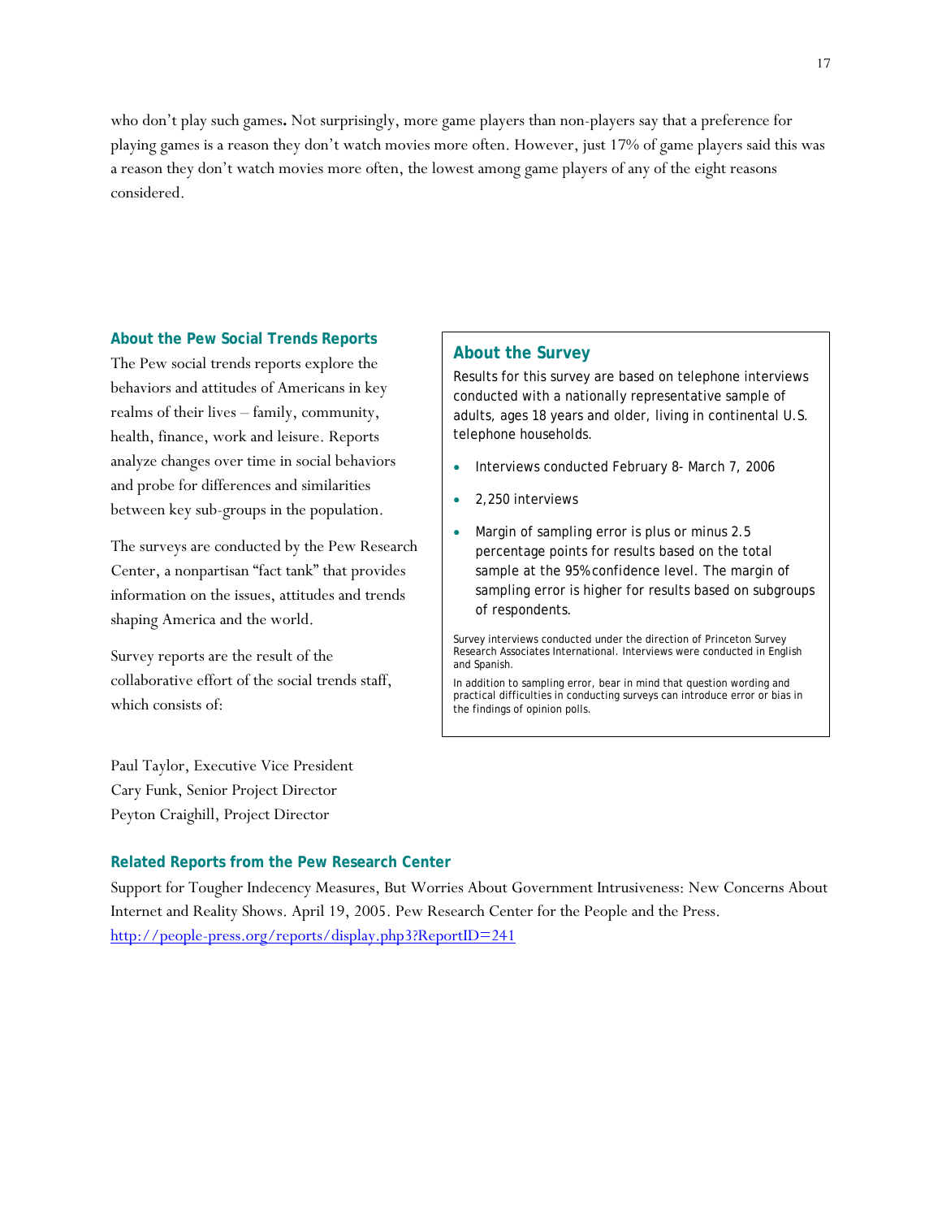who don't play such games**.** Not surprisingly, more game players than non-players say that a preference for playing games is a reason they don't watch movies more often. However, just 17% of game players said this was a reason they don't watch movies more often, the lowest among game players of any of the eight reasons considered.

## About the Pew Social Trends Reports

The Pew social trends reports explore the behaviors and attitudes of Americans in key realms of their lives – family, community, health, finance, work and leisure. Reports analyze changes over time in social behaviors and probe for differences and similarities between key sub-groups in the population.

The surveys are conducted by the Pew Research Center, a nonpartisan "fact tank" that provides information on the issues, attitudes and trends shaping America and the world.

Survey reports are the result of the collaborative effort of the social trends staff, which consists of:

Paul Taylor, Executive Vice President
Cary Funk, Senior Project Director
Peyton Craighill, Project Director

## About the Survey

Results for this survey are based on telephone interviews conducted with a nationally representative sample of adults, ages 18 years and older, living in continental U.S. telephone households.

- Interviews conducted February 8- March 7, 2006
- 2,250 interviews
- Margin of sampling error is plus or minus 2.5 percentage points for results based on the total sample at the 95% confidence level. The margin of sampling error is higher for results based on subgroups of respondents.

Survey interviews conducted under the direction of Princeton Survey Research Associates International. Interviews were conducted in English and Spanish.

In addition to sampling error, bear in mind that question wording and practical difficulties in conducting surveys can introduce error or bias in the findings of opinion polls.

## Related Reports from the Pew Research Center

Support for Tougher Indecency Measures, But Worries About Government Intrusiveness: New Concerns About Internet and Reality Shows. April 19, 2005. Pew Research Center for the People and the Press. http://people-press.org/reports/display.php3?ReportID=241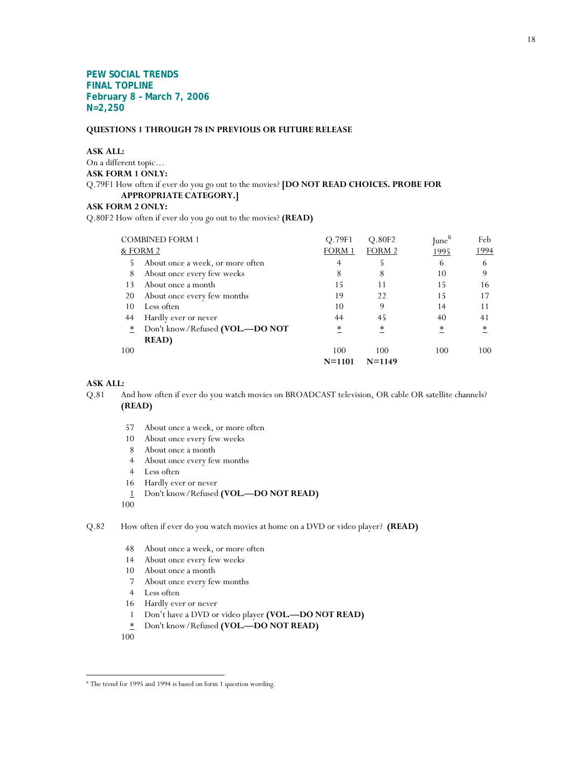**PEW SOCIAL TRENDS**
**FINAL TOPLINE**
**February 8 – March 7, 2006**
**N=2,250**

**QUESTIONS 1 THROUGH 78 IN PREVIOUS OR FUTURE RELEASE**

**ASK ALL:**
On a different topic…
**ASK FORM 1 ONLY:**
Q.79F1 How often if ever do you go out to the movies? **[DO NOT READ CHOICES. PROBE FOR APPROPRIATE CATEGORY.]**
**ASK FORM 2 ONLY:**
Q.80F2 How often if ever do you go out to the movies? **(READ)**

| COMBINED FORM 1 & FORM 2 | | Q.79F1 FORM 1 | Q.80F2 FORM 2 | June[6] 1995 | Feb 1994 |
|---|---|---|---|---|---|
| 5 | About once a week, or more often | 4 | 5 | 6 | 6 |
| 8 | About once every few weeks | 8 | 8 | 10 | 9 |
| 13 | About once a month | 15 | 11 | 15 | 16 |
| 20 | About once every few months | 19 | 22 | 15 | 17 |
| 10 | Less often | 10 | 9 | 14 | 11 |
| 44 | Hardly ever or never | 44 | 45 | 40 | 41 |
| * | Don't know/Refused **(VOL.—DO NOT READ)** | * | * | * | * |
| 100 | | 100 | 100 | 100 | 100 |
| | | **N=1101** | **N=1149** | | |

**ASK ALL:**
Q.81 And how often if ever do you watch movies on BROADCAST television, OR cable OR satellite channels? **(READ)**

| | |
|---|---|
| 57 | About once a week, or more often |
| 10 | About once every few weeks |
| 8 | About once a month |
| 4 | About once every few months |
| 4 | Less often |
| 16 | Hardly ever or never |
| 1 | Don't know/Refused **(VOL.—DO NOT READ)** |
| 100 | |

Q.82 How often if ever do you watch movies at home on a DVD or video player? **(READ)**

| | |
|---|---|
| 48 | About once a week, or more often |
| 14 | About once every few weeks |
| 10 | About once a month |
| 7 | About once every few months |
| 4 | Less often |
| 16 | Hardly ever or never |
| 1 | Don't have a DVD or video player **(VOL.—DO NOT READ)** |
| * | Don't know/Refused **(VOL.—DO NOT READ)** |
| 100 | |

[6] The trend for 1995 and 1994 is based on form 1 question wording.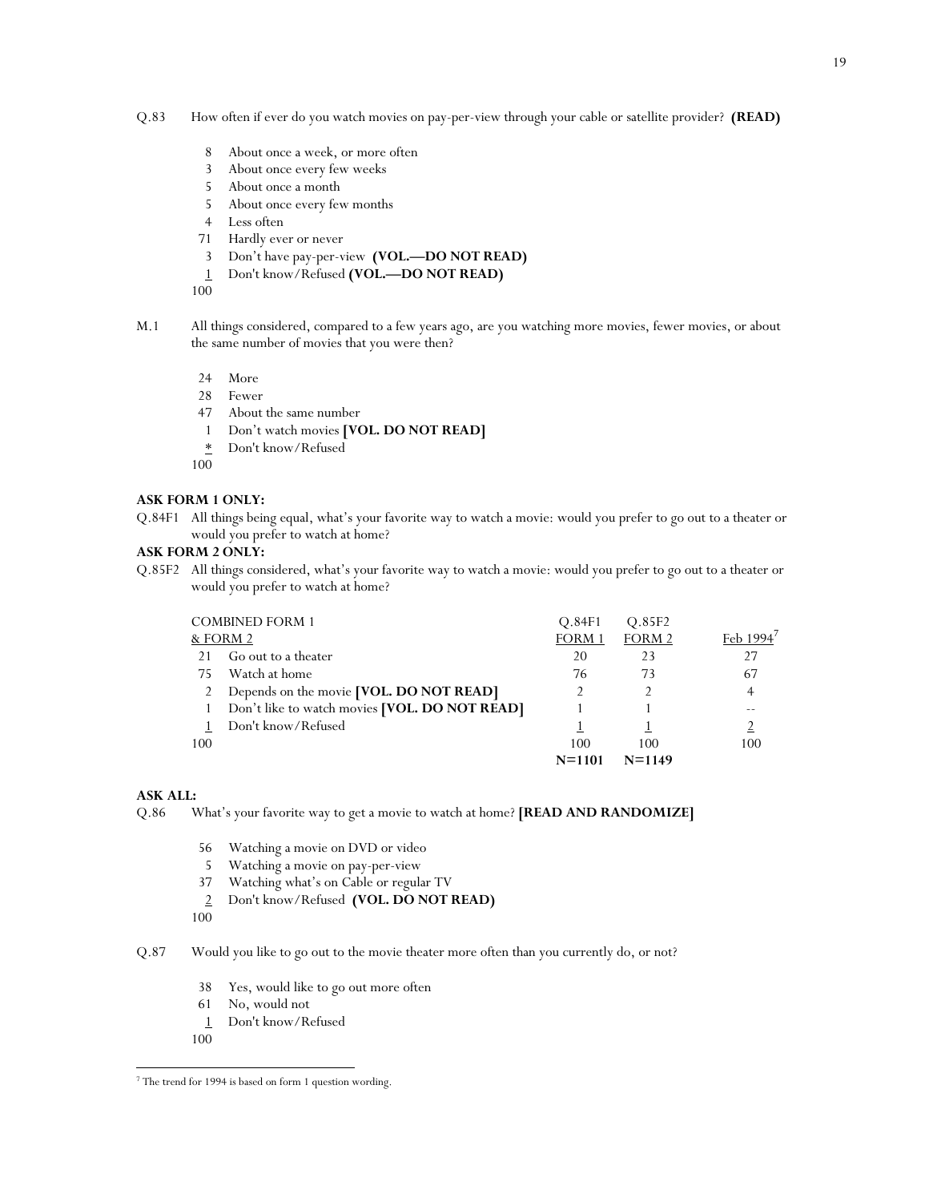Q.83 How often if ever do you watch movies on pay-per-view through your cable or satellite provider? **(READ)**

| | |
|---|---|
| 8 | About once a week, or more often |
| 3 | About once every few weeks |
| 5 | About once a month |
| 5 | About once every few months |
| 4 | Less often |
| 71 | Hardly ever or never |
| 3 | Don't have pay-per-view **(VOL.—DO NOT READ)** |
| 1 | Don't know/Refused **(VOL.—DO NOT READ)** |
| 100 | |

M.1 All things considered, compared to a few years ago, are you watching more movies, fewer movies, or about the same number of movies that you were then?

| | |
|---|---|
| 24 | More |
| 28 | Fewer |
| 47 | About the same number |
| 1 | Don't watch movies **[VOL. DO NOT READ]** |
| * | Don't know/Refused |
| 100 | |

**ASK FORM 1 ONLY:**

Q.84F1 All things being equal, what's your favorite way to watch a movie: would you prefer to go out to a theater or would you prefer to watch at home?

**ASK FORM 2 ONLY:**

Q.85F2 All things considered, what's your favorite way to watch a movie: would you prefer to go out to a theater or would you prefer to watch at home?

| COMBINED FORM 1 & FORM 2 | | Q.84F1 FORM 1 | Q.85F2 FORM 2 | Feb 1994[7] |
|---|---|---|---|---|
| 21 | Go out to a theater | 20 | 23 | 27 |
| 75 | Watch at home | 76 | 73 | 67 |
| 2 | Depends on the movie **[VOL. DO NOT READ]** | 2 | 2 | 4 |
| 1 | Don't like to watch movies **[VOL. DO NOT READ]** | 1 | 1 | -- |
| 1 | Don't know/Refused | 1 | 1 | 2 |
| 100 | | 100 | 100 | 100 |
| | | **N=1101** | **N=1149** | |

**ASK ALL:**

Q.86 What's your favorite way to get a movie to watch at home? **[READ AND RANDOMIZE]**

| | |
|---|---|
| 56 | Watching a movie on DVD or video |
| 5 | Watching a movie on pay-per-view |
| 37 | Watching what's on Cable or regular TV |
| 2 | Don't know/Refused **(VOL. DO NOT READ)** |
| 100 | |

Q.87 Would you like to go out to the movie theater more often than you currently do, or not?

| | |
|---|---|
| 38 | Yes, would like to go out more often |
| 61 | No, would not |
| 1 | Don't know/Refused |
| 100 | |

[7] The trend for 1994 is based on form 1 question wording.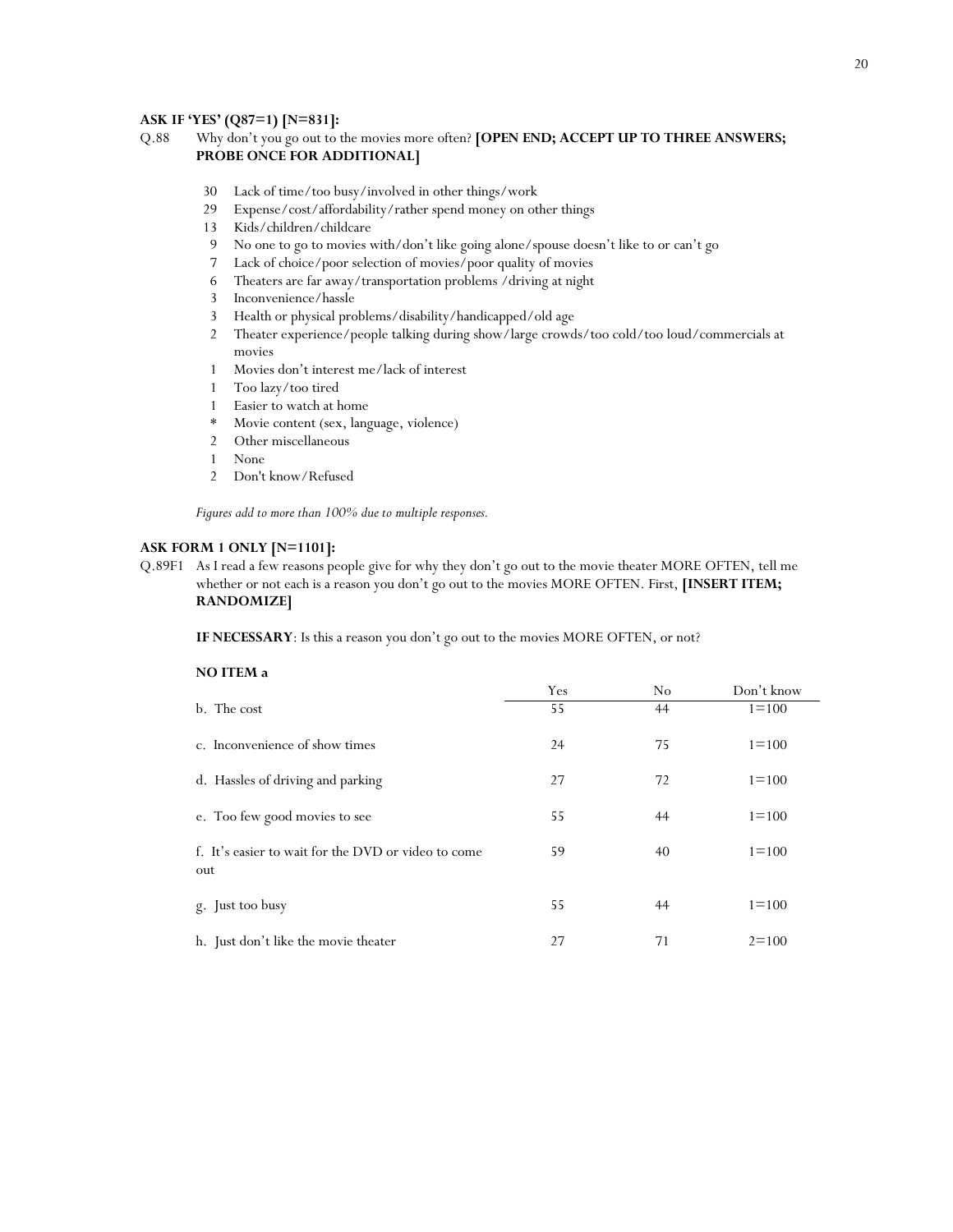**ASK IF 'YES' (Q87=1) [N=831]:**

Q.88 Why don't you go out to the movies more often? **[OPEN END; ACCEPT UP TO THREE ANSWERS; PROBE ONCE FOR ADDITIONAL]**

| | |
|---|---|
| 30 | Lack of time/too busy/involved in other things/work |
| 29 | Expense/cost/affordability/rather spend money on other things |
| 13 | Kids/children/childcare |
| 9 | No one to go to movies with/don't like going alone/spouse doesn't like to or can't go |
| 7 | Lack of choice/poor selection of movies/poor quality of movies |
| 6 | Theaters are far away/transportation problems /driving at night |
| 3 | Inconvenience/hassle |
| 3 | Health or physical problems/disability/handicapped/old age |
| 2 | Theater experience/people talking during show/large crowds/too cold/too loud/commercials at movies |
| 1 | Movies don't interest me/lack of interest |
| 1 | Too lazy/too tired |
| 1 | Easier to watch at home |
| * | Movie content (sex, language, violence) |
| 2 | Other miscellaneous |
| 1 | None |
| 2 | Don't know/Refused |

*Figures add to more than 100% due to multiple responses.*

**ASK FORM 1 ONLY [N=1101]:**

Q.89F1 As I read a few reasons people give for why they don't go out to the movie theater MORE OFTEN, tell me whether or not each is a reason you don't go out to the movies MORE OFTEN. First, **[INSERT ITEM; RANDOMIZE]**

**IF NECESSARY**: Is this a reason you don't go out to the movies MORE OFTEN, or not?

**NO ITEM a**

| | Yes | No | Don't know |
|---|---|---|---|
| b. The cost | 55 | 44 | 1=100 |
| c. Inconvenience of show times | 24 | 75 | 1=100 |
| d. Hassles of driving and parking | 27 | 72 | 1=100 |
| e. Too few good movies to see | 55 | 44 | 1=100 |
| f. It's easier to wait for the DVD or video to come out | 59 | 40 | 1=100 |
| g. Just too busy | 55 | 44 | 1=100 |
| h. Just don't like the movie theater | 27 | 71 | 2=100 |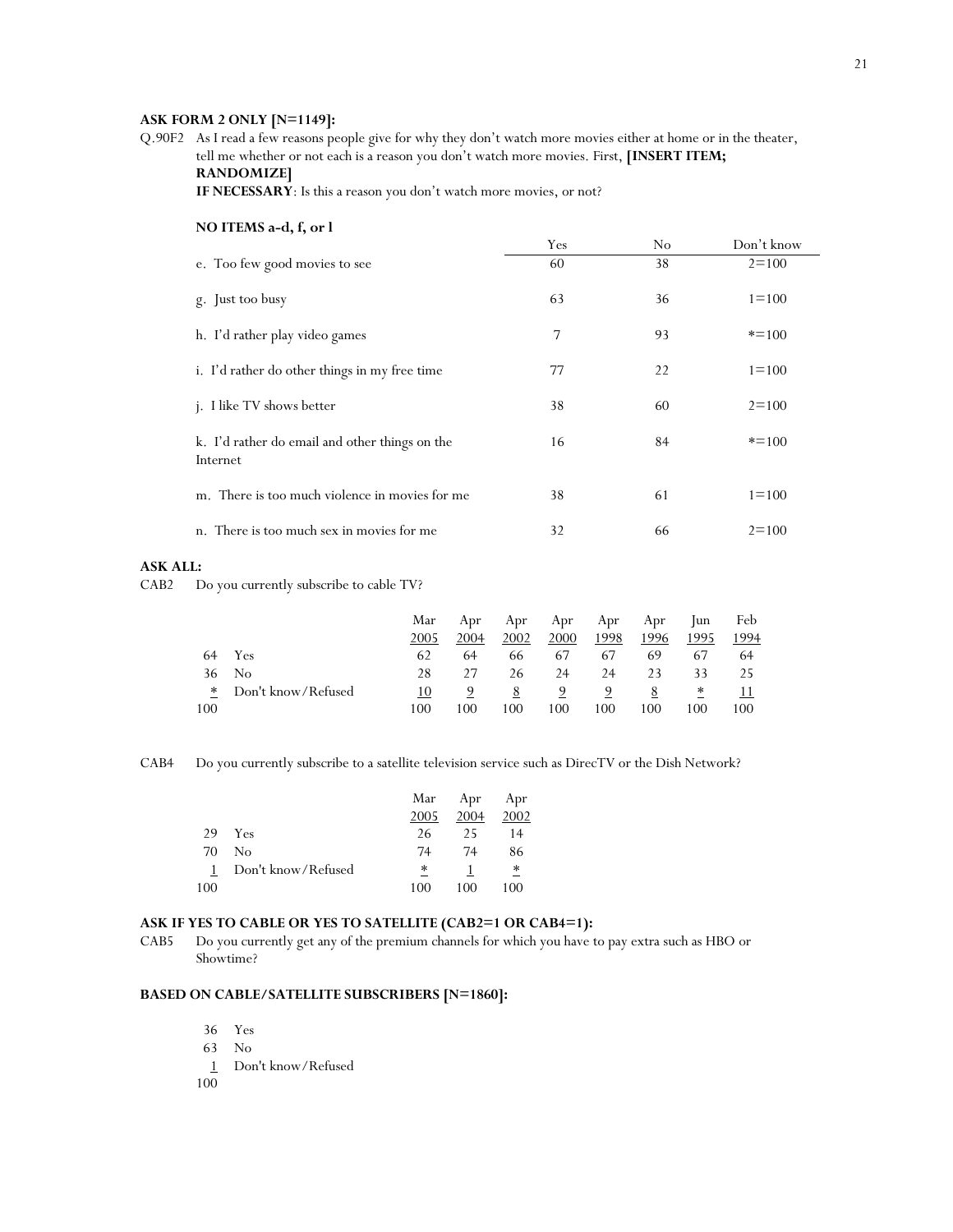**ASK FORM 2 ONLY [N=1149]:**

Q.90F2 As I read a few reasons people give for why they don't watch more movies either at home or in the theater, tell me whether or not each is a reason you don't watch more movies. First, **[INSERT ITEM; RANDOMIZE]**

**IF NECESSARY**: Is this a reason you don't watch more movies, or not?

**NO ITEMS a-d, f, or l**

| | Yes | No | Don't know |
|---|---|---|---|
| e. Too few good movies to see | 60 | 38 | 2=100 |
| g. Just too busy | 63 | 36 | 1=100 |
| h. I'd rather play video games | 7 | 93 | *=100 |
| i. I'd rather do other things in my free time | 77 | 22 | 1=100 |
| j. I like TV shows better | 38 | 60 | 2=100 |
| k. I'd rather do email and other things on the Internet | 16 | 84 | *=100 |
| m. There is too much violence in movies for me | 38 | 61 | 1=100 |
| n. There is too much sex in movies for me | 32 | 66 | 2=100 |

**ASK ALL:**

CAB2 Do you currently subscribe to cable TV?

| | | Mar 2005 | Apr 2004 | Apr 2002 | Apr 2000 | Apr 1998 | Apr 1996 | Jun 1995 | Feb 1994 |
|---|---|---|---|---|---|---|---|---|---|
| 64 | Yes | 62 | 64 | 66 | 67 | 67 | 69 | 67 | 64 |
| 36 | No | 28 | 27 | 26 | 24 | 24 | 23 | 33 | 25 |
| * | Don't know/Refused | 10 | 9 | 8 | 9 | 9 | 8 | * | 11 |
| 100 | | 100 | 100 | 100 | 100 | 100 | 100 | 100 | 100 |

CAB4 Do you currently subscribe to a satellite television service such as DirecTV or the Dish Network?

| | | Mar 2005 | Apr 2004 | Apr 2002 |
|---|---|---|---|---|
| 29 | Yes | 26 | 25 | 14 |
| 70 | No | 74 | 74 | 86 |
| 1 | Don't know/Refused | * | 1 | * |
| 100 | | 100 | 100 | 100 |

**ASK IF YES TO CABLE OR YES TO SATELLITE (CAB2=1 OR CAB4=1):**

CAB5 Do you currently get any of the premium channels for which you have to pay extra such as HBO or Showtime?

**BASED ON CABLE/SATELLITE SUBSCRIBERS [N=1860]:**

| | |
|---|---|
| 36 | Yes |
| 63 | No |
| 1 | Don't know/Refused |
| 100 | |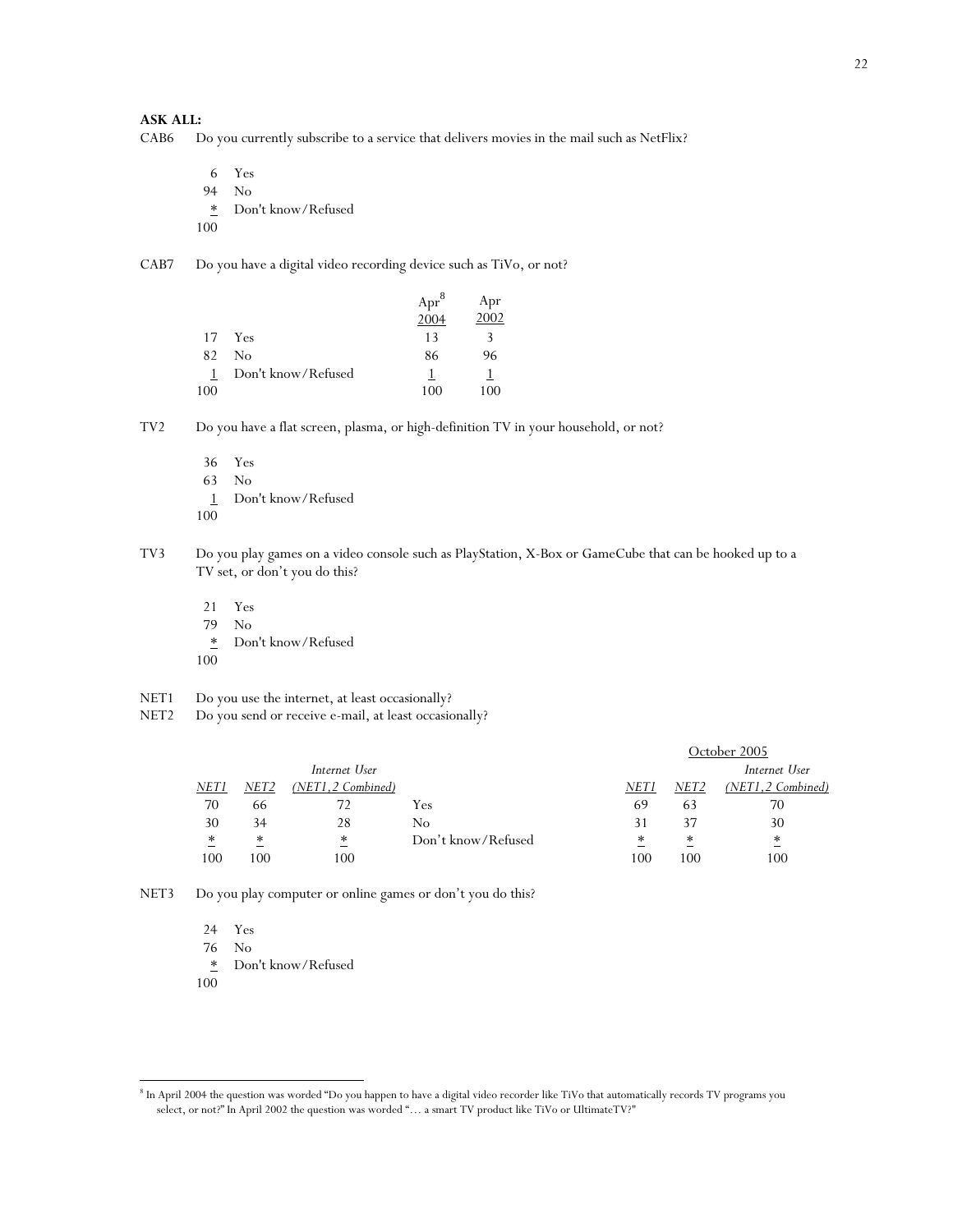**ASK ALL:**

CAB6 Do you currently subscribe to a service that delivers movies in the mail such as NetFlix?

| | |
|---|---|
| 6 | Yes |
| 94 | No |
| * | Don't know/Refused |
| 100 | |

CAB7 Do you have a digital video recording device such as TiVo, or not?

| | | Apr 2004[8] | Apr 2002 |
|---|---|---|---|
| 17 | Yes | 13 | 3 |
| 82 | No | 86 | 96 |
| 1 | Don't know/Refused | 1 | 1 |
| 100 | | 100 | 100 |

TV2 Do you have a flat screen, plasma, or high-definition TV in your household, or not?

| | |
|---|---|
| 36 | Yes |
| 63 | No |
| 1 | Don't know/Refused |
| 100 | |

TV3 Do you play games on a video console such as PlayStation, X-Box or GameCube that can be hooked up to a TV set, or don't you do this?

| | |
|---|---|
| 21 | Yes |
| 79 | No |
| * | Don't know/Refused |
| 100 | |

NET1 Do you use the internet, at least occasionally?

NET2 Do you send or receive e-mail, at least occasionally?

| | | | | October 2005 | | |
|---|---|---|---|---|---|---|
| *NET1* | *NET2* | *Internet User (NET1,2 Combined)* | | *NET1* | *NET2* | *Internet User (NET1,2 Combined)* |
| 70 | 66 | 72 | Yes | 69 | 63 | 70 |
| 30 | 34 | 28 | No | 31 | 37 | 30 |
| * | * | * | Don't know/Refused | * | * | * |
| 100 | 100 | 100 | | 100 | 100 | 100 |

NET3 Do you play computer or online games or don't you do this?

| | |
|---|---|
| 24 | Yes |
| 76 | No |
| * | Don't know/Refused |
| 100 | |

[8] In April 2004 the question was worded "Do you happen to have a digital video recorder like TiVo that automatically records TV programs you select, or not?" In April 2002 the question was worded "… a smart TV product like TiVo or UltimateTV?"